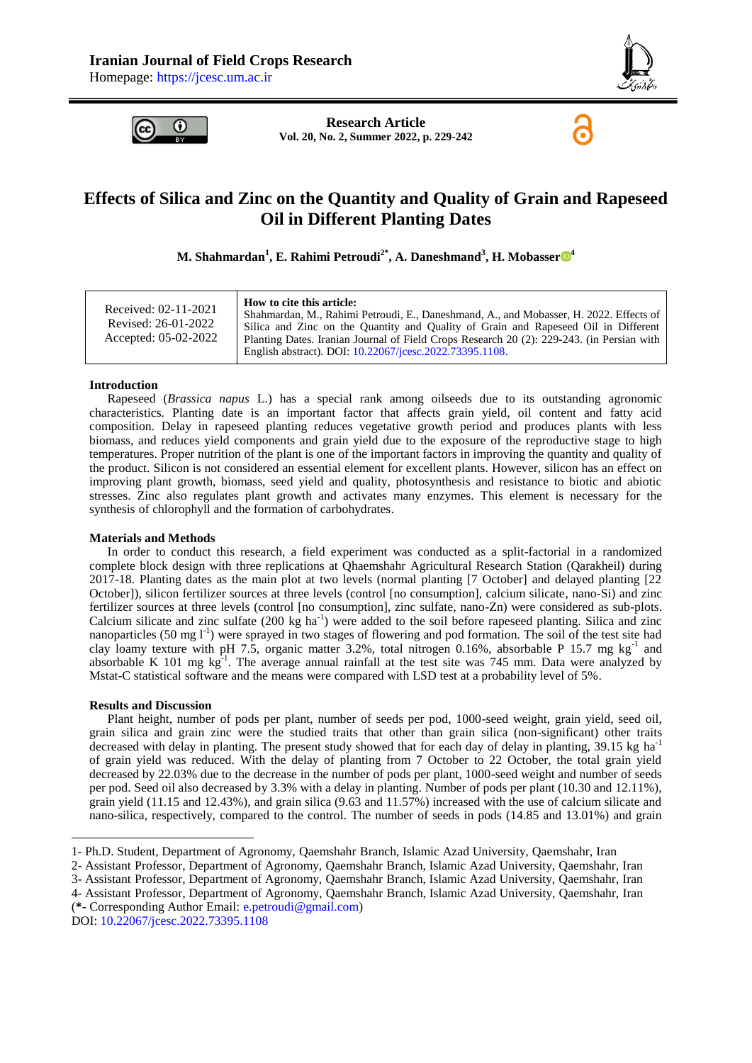Iranian Journal of Field Crops Research
Homepage: https://jcesc.um.ac.ir

**Research Article**
**Vol. 20, No. 2, Summer 2022, p. 229-242**

# Effects of Silica and Zinc on the Quantity and Quality of Grain and Rapeseed Oil in Different Planting Dates

**M. Shahmardan[1], E. Rahimi Petroudi[2*], A. Daneshmand[3], H. Mobasser[4]**

| Received: 02-11-2021<br>Revised: 26-01-2022<br>Accepted: 05-02-2022 | **How to cite this article:**<br>Shahmardan, M., Rahimi Petroudi, E., Daneshmand, A., and Mobasser, H. 2022. Effects of Silica and Zinc on the Quantity and Quality of Grain and Rapeseed Oil in Different Planting Dates. Iranian Journal of Field Crops Research 20 (2): 229-243. (in Persian with English abstract). DOI: 10.22067/jcesc.2022.73395.1108. |
|---|---|

## Introduction

Rapeseed (*Brassica napus* L.) has a special rank among oilseeds due to its outstanding agronomic characteristics. Planting date is an important factor that affects grain yield, oil content and fatty acid composition. Delay in rapeseed planting reduces vegetative growth period and produces plants with less biomass, and reduces yield components and grain yield due to the exposure of the reproductive stage to high temperatures. Proper nutrition of the plant is one of the important factors in improving the quantity and quality of the product. Silicon is not considered an essential element for excellent plants. However, silicon has an effect on improving plant growth, biomass, seed yield and quality, photosynthesis and resistance to biotic and abiotic stresses. Zinc also regulates plant growth and activates many enzymes. This element is necessary for the synthesis of chlorophyll and the formation of carbohydrates.

## Materials and Methods

In order to conduct this research, a field experiment was conducted as a split-factorial in a randomized complete block design with three replications at Qhaemshahr Agricultural Research Station (Qarakheil) during 2017-18. Planting dates as the main plot at two levels (normal planting [7 October] and delayed planting [22 October]), silicon fertilizer sources at three levels (control [no consumption], calcium silicate, nano-Si) and zinc fertilizer sources at three levels (control [no consumption], zinc sulfate, nano-Zn) were considered as sub-plots. Calcium silicate and zinc sulfate (200 kg $ha^{-1}$) were added to the soil before rapeseed planting. Silica and zinc nanoparticles (50 mg $l^{-1}$) were sprayed in two stages of flowering and pod formation. The soil of the test site had clay loamy texture with pH 7.5, organic matter 3.2%, total nitrogen 0.16%, absorbable P 15.7 mg $kg^{-1}$ and absorbable K 101 mg $kg^{-1}$. The average annual rainfall at the test site was 745 mm. Data were analyzed by Mstat-C statistical software and the means were compared with LSD test at a probability level of 5%.

## Results and Discussion

Plant height, number of pods per plant, number of seeds per pod, 1000-seed weight, grain yield, seed oil, grain silica and grain zinc were the studied traits that other than grain silica (non-significant) other traits decreased with delay in planting. The present study showed that for each day of delay in planting, 39.15 kg $ha^{-1}$ of grain yield was reduced. With the delay of planting from 7 October to 22 October, the total grain yield decreased by 22.03% due to the decrease in the number of pods per plant, 1000-seed weight and number of seeds per pod. Seed oil also decreased by 3.3% with a delay in planting. Number of pods per plant (10.30 and 12.11%), grain yield (11.15 and 12.43%), and grain silica (9.63 and 11.57%) increased with the use of calcium silicate and nano-silica, respectively, compared to the control. The number of seeds in pods (14.85 and 13.01%) and grain

---

1- Ph.D. Student, Department of Agronomy, Qaemshahr Branch, Islamic Azad University, Qaemshahr, Iran
2- Assistant Professor, Department of Agronomy, Qaemshahr Branch, Islamic Azad University, Qaemshahr, Iran
3- Assistant Professor, Department of Agronomy, Qaemshahr Branch, Islamic Azad University, Qaemshahr, Iran
4- Assistant Professor, Department of Agronomy, Qaemshahr Branch, Islamic Azad University, Qaemshahr, Iran
(*- Corresponding Author Email: e.petroudi@gmail.com)
DOI: 10.22067/jcesc.2022.73395.1108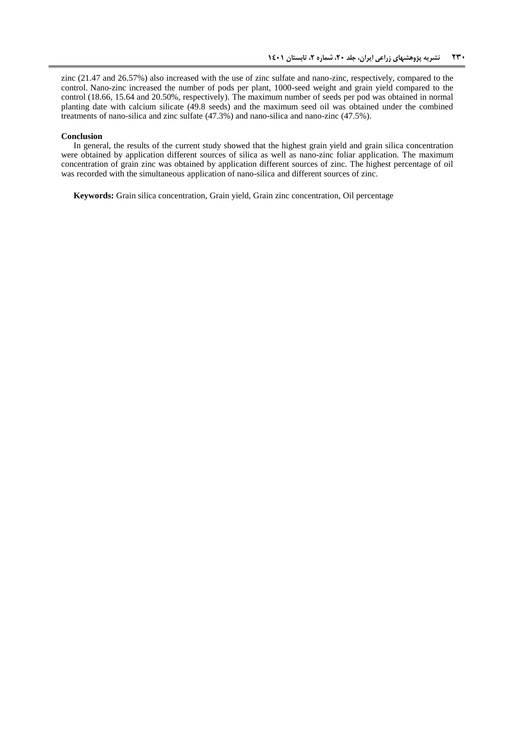zinc (21.47 and 26.57%) also increased with the use of zinc sulfate and nano-zinc, respectively, compared to the control. Nano-zinc increased the number of pods per plant, 1000-seed weight and grain yield compared to the control (18.66, 15.64 and 20.50%, respectively). The maximum number of seeds per pod was obtained in normal planting date with calcium silicate (49.8 seeds) and the maximum seed oil was obtained under the combined treatments of nano-silica and zinc sulfate (47.3%) and nano-silica and nano-zinc (47.5%).

**Conclusion**

In general, the results of the current study showed that the highest grain yield and grain silica concentration were obtained by application different sources of silica as well as nano-zinc foliar application. The maximum concentration of grain zinc was obtained by application different sources of zinc. The highest percentage of oil was recorded with the simultaneous application of nano-silica and different sources of zinc.

**Keywords:** Grain silica concentration, Grain yield, Grain zinc concentration, Oil percentage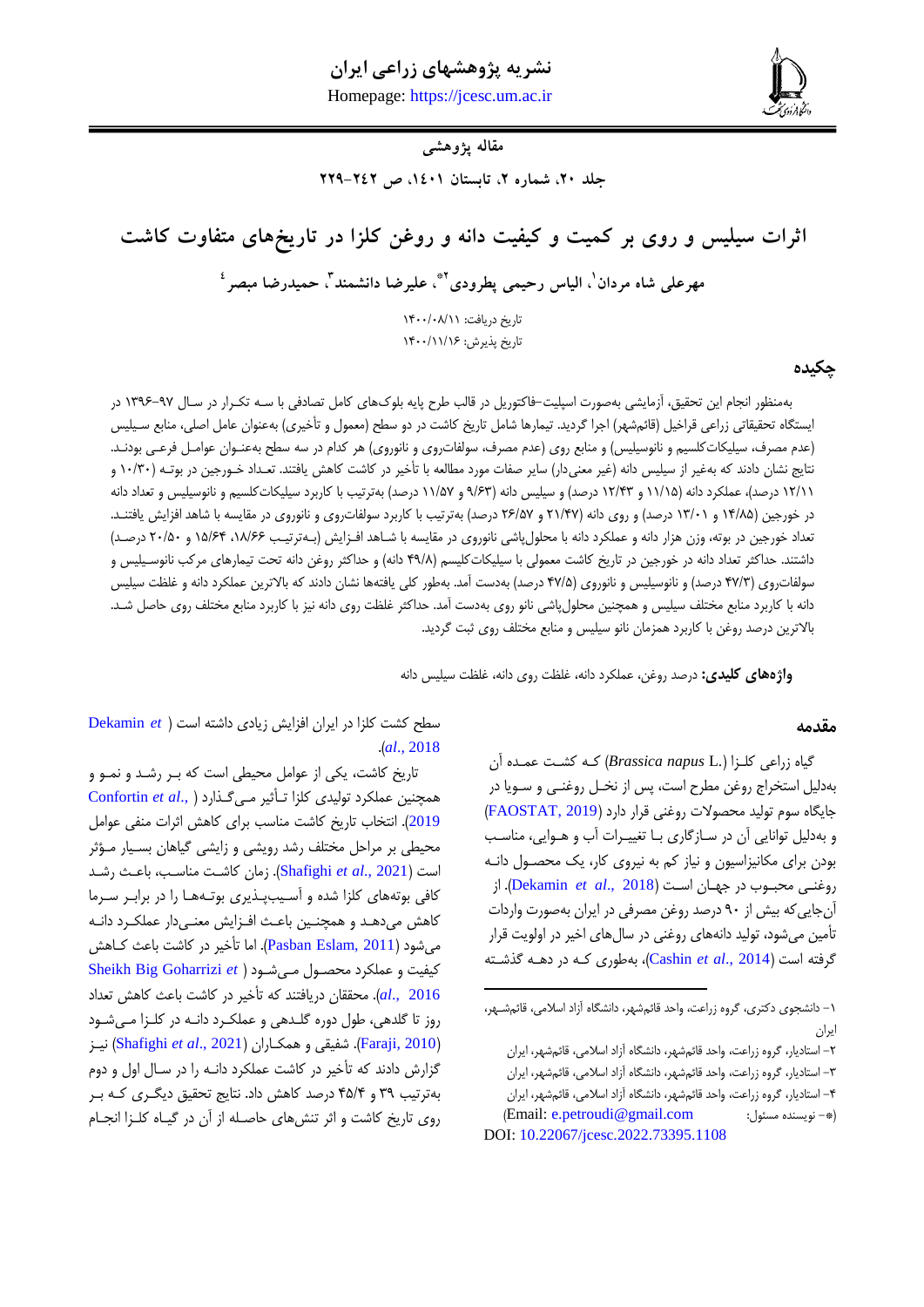نشریه پژوهش‌های زراعی ایران

Homepage: https://jcesc.um.ac.ir

مقاله پژوهشی

# اثرات سیلیس و روی بر کمیت و کیفیت دانه و روغن کلزا در تاریخ‌های متفاوت کاشت

مهرعلی شاه مردان[1]، الیاس رحیمی پطرودی[2*]، علیرضا دانشمند[3]، حمیدرضا مبصر[4]

تاریخ دریافت: ۱۴۰۰/۰۸/۱۱

تاریخ پذیرش: ۱۴۰۰/۱۱/۱۶

## چکیده

به‌منظور انجام این تحقیق، آزمایشی به‌صورت اسپلیت–فاکتوریل در قالب طرح پایه بلوک‌های کامل تصادفی با سه تکرار در سال ۹۷–۱۳۹۶ در ایستگاه تحقیقاتی زراعی قراخیل (قائم‌شهر) اجرا گردید. تیمارها شامل تاریخ کاشت در دو سطح (معمول و تأخیری) به‌عنوان عامل اصلی، منابع سیلیس (عدم مصرف، سیلیکات‌کلسیم و نانوسیلیس) و منابع روی (عدم مصرف، سولفات‌روی و نانوروی) هر کدام در سه سطح به‌عنوان عوامل فرعی بودند. نتایج نشان دادند که به‌غیر از سیلیس دانه (غیر معنی‌دار) سایر صفات مورد مطالعه با تأخیر در کاشت کاهش یافتند. تعداد خورجین در بوته (۱۰/۳۰ و ۱۲/۱۱ درصد)، عملکرد دانه (۱۱/۱۵ و ۱۲/۴۳ درصد) و سیلیس دانه (۹/۶۳ و ۱۱/۵۷ درصد) به‌ترتیب با کاربرد سیلیکات‌کلسیم و نانوسیلیس و تعداد دانه در خورجین (۱۴/۸۵ و ۱۳/۰۱ درصد) و روی دانه (۲۱/۴۷ و ۲۶/۵۷ درصد) به‌ترتیب با کاربرد سولفات‌روی و نانوروی در مقایسه با شاهد افزایش یافتند. تعداد خورجین در بوته، وزن هزار دانه و عملکرد دانه با محلول‌پاشی نانوروی در مقایسه با شاهد افزایش (به‌ترتیب ۱۸/۶۶، ۱۵/۶۴ و ۲۰/۵۰ درصد) داشتند. حداکثر تعداد دانه در خورجین در تاریخ کاشت معمولی با سیلیکات‌کلسیم (۴۹/۸ دانه) و حداکثر روغن دانه تحت تیمارهای مرکب نانوسیلیس و سولفات‌روی (۴۷/۳ درصد) و نانوسیلیس و نانوروی (۴۷/۵ درصد) به‌دست آمد. به‌طور کلی یافته‌ها نشان دادند که بالاترین عملکرد دانه و غلظت سیلیس دانه با کاربرد منابع مختلف سیلیس و همچنین محلول‌پاشی نانو روی به‌دست آمد. حداکثر غلظت روی دانه نیز با کاربرد منابع مختلف روی حاصل شد. بالاترین درصد روغن با کاربرد همزمان نانو سیلیس و منابع مختلف روی ثبت گردید.

**واژه‌های کلیدی:** درصد روغن، عملکرد دانه، غلظت روی دانه، غلظت سیلیس دانه

## مقدمه

گیاه زراعی کلزا (*Brassica napus* L.) که کشت عمده آن به‌دلیل استخراج روغن مطرح است، پس از نخل روغنی و سویا در جایگاه سوم تولید محصولات روغنی قرار دارد (FAOSTAT, 2019) و به‌دلیل توانایی آن در سازگاری با تغییرات آب و هوایی، مناسب بودن برای مکانیزاسیون و نیاز کم به نیروی کار، یک محصول دانه روغنی محبوب در جهان است (Dekamin *et al*., 2018). از آن‌جایی‌که بیش از ۹۰ درصد روغن مصرفی در ایران به‌صورت واردات تأمین می‌شود، تولید دانه‌های روغنی در سال‌های اخیر در اولویت قرار گرفته است (Cashin *et al*., 2014)، به‌طوری که در دهه گذشته سطح کشت کلزا در ایران افزایش زیادی داشته است (Dekamin *et al*., 2018).

تاریخ کاشت، یکی از عوامل محیطی است که بر رشد و نمو و همچنین عملکرد تولیدی کلزا تأثیر می‌گذارد (Confortin *et al*., 2019). انتخاب تاریخ کاشت مناسب برای کاهش اثرات منفی عوامل محیطی بر مراحل مختلف رشد رویشی و زایشی گیاهان بسیار مؤثر است (Shafighi *et al*., 2021). زمان کاشت مناسب، باعث رشد کافی بوته‌های کلزا شده و آسیب‌پذیری بوته‌ها را در برابر سرما کاهش می‌دهد و همچنین باعث افزایش معنی‌دار عملکرد دانه می‌شود (Pasban Eslam, 2011). اما تأخیر در کاشت باعث کاهش کیفیت و عملکرد محصول می‌شود (Sheikh Big Goharrizi *et al*., 2016). محققان دریافتند که تأخیر در کاشت باعث کاهش تعداد روز تا گلدهی، طول دوره گلدهی و عملکرد دانه در کلزا می‌شود (Faraji, 2010). شفیقی و همکاران (Shafighi *et al*., 2021) نیز گزارش دادند که تأخیر در کاشت عملکرد دانه را در سال اول و دوم به‌ترتیب ۳۹ و ۴۵/۴ درصد کاهش داد. نتایج تحقیق دیگری که بر روی تاریخ کاشت و اثر تنش‌های حاصله از آن در گیاه کلزا انجام

---

۱- دانشجوی دکتری، گروه زراعت، واحد قائم‌شهر، دانشگاه آزاد اسلامی، قائم‌شهر، ایران

۲- استادیار، گروه زراعت، واحد قائم‌شهر، دانشگاه آزاد اسلامی، قائم‌شهر، ایران

۳- استادیار، گروه زراعت، واحد قائم‌شهر، دانشگاه آزاد اسلامی، قائم‌شهر، ایران

۴- استادیار، گروه زراعت، واحد قائم‌شهر، دانشگاه آزاد اسلامی، قائم‌شهر، ایران

(*- نویسنده مسئول: Email: e.petroudi@gmail.com)

DOI: 10.22067/jcesc.2022.73395.1108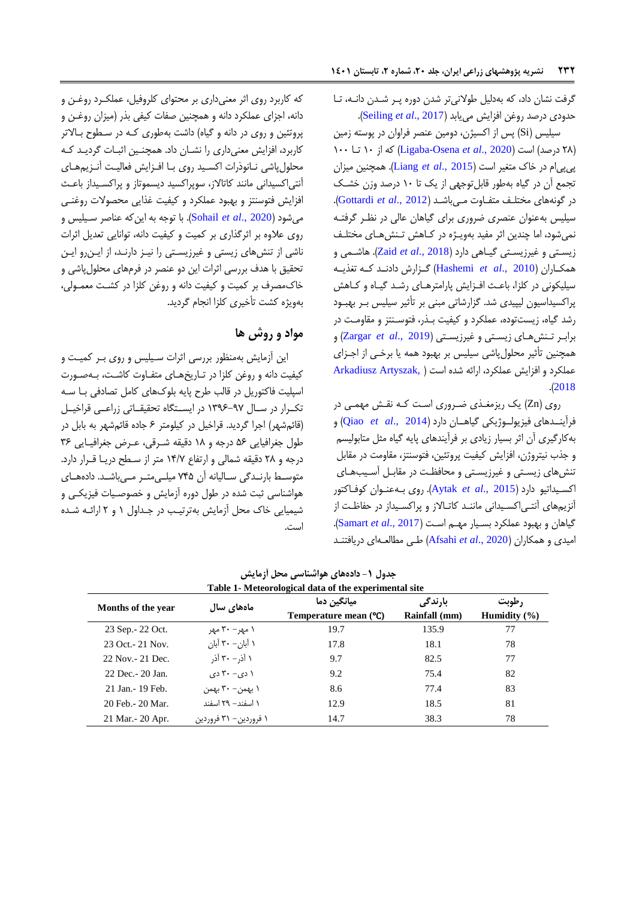گرفت نشان داد، که به‌دلیل طولانی‌تر شدن دوره پـر شـدن دانـه، تـا حدودی درصد روغن افزایش می‌یابد (Seiling *et al*., 2017).

سیلیس (Si) پس از اکسیژن، دومین عنصر فراوان در پوسته زمین (۲۸ درصد) است (Ligaba-Osena *et al*., 2020) که از ۱۰ تـا ۱۰۰ پی‌پی‌ام در خاک متغیر است (Liang *et al*., 2015). همچنین میزان تجمع آن در گیاه به‌طور قابل‌توجهی از یک تا ۱۰ درصد وزن خشـک در گونه‌های مختلـف متفـاوت مـی‌باشـد (Gottardi *et al*., 2012). سیلیس به‌عنوان عنصری ضروری برای گیاهان عالی در نظـر گرفتـه نمی‌شود، اما چندین اثر مفید به‌ویـژه در کـاهش تـنش‌هـای مختلـف زیسـتی و غیرزیسـتی گیـاهی دارد (Zaid *et al*., 2018). هاشـمی و همکـاران (Hashemi *et al*., 2010) گـزارش دادنـد کـه تغذیـه سیلیکونی در کلزا، باعـث افـزایش پارامترهـای رشـد گیـاه و کـاهش پراکسیداسیون لیپیدی شد. گزارشاتی مبنی بر تأثیر سیلیس بـر بهبـود رشد گیاه، زیست‌توده، عملکرد و کیفیت بـذر، فتوسـنتز و مقاومـت در برابـر تـنش‌هـای زیسـتی و غیرزیسـتی (Zargar *et al*., 2019) و همچنین تأثیر محلول‌پاشی سیلیس بر بهبود همه یا برخـی از اجـزای عملکرد و افزایش عملکرد، ارائه شده است (Arkadiusz Artyszak, 2018).

روی (Zn) یک ریزمغـذی ضـروری اسـت کـه نقـش مهمـی در فرآینـدهای فیزیولـوژیکی گیاهـان دارد (Qiao *et al*., 2014) و به‌کارگیری آن اثر بسیار زیادی بر فرآیندهای پایه گیاه مثل متابولیسم و جذب نیتروژن، افزایش کیفیت پروتئین، فتوسنتز، مقاومت در مقابل تنش‌های زیستی و غیرزیسـتی و محافظـت در مقابـل آسـیب‌هـای اکسـیداتیو دارد (Aytak *et al*., 2015). روی بـه‌عنـوان کوفـاکتور آنزیم‌های آنتـی‌اکسـیدانی ماننـد کاتـالاز و پراکسـیداز در حفاظـت از گیاهان و بهبود عملکرد بسـیار مهـم اسـت (Samart *et al*., 2017). امیدی و همکاران (Afsahi *et al*., 2020) طـی مطالعـه‌ای دریافتنـد که کاربرد روی اثر معنی‌داری بر محتوای کلروفیل، عملکـرد روغـن و دانه، اجزای عملکرد دانه و همچنین صفات کیفی بذر (میزان روغـن و پروتئین و روی در دانه و گیاه) داشت به‌طوری کـه در سـطوح بـالاتر کاربرد، افزایش معنی‌داری را نشـان داد. همچنـین اثبـات گردیـد کـه محلول‌پاشی نـانوذرات اکسـید روی بـا افـزایش فعالیـت آنـزیم‌هـای آنتی‌اکسیدانی مانند کاتالاز، سوپراکسید دیسموتاز و پراکسـیداز باعـث افزایش فتوسنتز و بهبود عملکرد و کیفیت غذایی محصولات روغنـی می‌شود (Sohail *et al*., 2020). با توجه به این‌که عناصر سـیلیس و روی علاوه بر اثرگذاری بر کمیت و کیفیت دانه، توانایی تعدیل اثرات ناشی از تنش‌های زیستی و غیرزیسـتی را نیـز دارنـد، از ایـن‌رو ایـن تحقیق با هدف بررسی اثرات این دو عنصر در فرم‌های محلول‌پاشی و خاک‌مصرف بر کمیت و کیفیت دانه و روغن کلزا در کشـت معمـولی، به‌ویژه کشت تأخیری کلزا انجام گردید.

## مواد و روش ها

این آزمایش به‌منظور بررسی اثرات سـیلیس و روی بـر کمیـت و کیفیت دانه و روغن کلزا در تـاریخ‌هـای متفـاوت کاشـت، بـه‌صـورت اسپلیت فاکتوریل در قالب طرح پایه بلوک‌های کامل تصادفی بـا سـه تکـرار در سـال ۹۷-۱۳۹۶ در ایسـتگاه تحقیقـات زراعـی قراخیـل (قائم‌شهر) اجرا گردید. قراخیل در کیلومتر ۶ جاده قائم‌شهر به بابل در طول جغرافیایی ۵۶ درجه و ۱۸ دقیقه شـرقی، عـرض جغرافیـایی ۳۶ درجه و ۲۸ دقیقه شمالی و ارتفاع ۱۴/۷ متر از سـطح دریـا قـرار دارد. متوسـط بارنـدگی سـالیانه آن ۷۴۵ میلـی‌متـر مـی‌باشـد. داده‌هـای هواشناسی ثبت شده در طول دوره آزمایش و خصوصـیات فیزیکـی و شیمیایی خاک محل آزمایش به‌ترتیـب در جـداول ۱ و ۲ ارائـه شـده است.

جدول ۱- داده‌های هواشناسی محل آزمایش

Table 1- Meteorological data of the experimental site

| Months of the year | ماه‌های سال | میانگین دما<br>Temperature mean (℃) | بارندگی<br>Rainfall (mm) | رطوبت<br>Humidity (%) |
|---|---|---|---|---|
| 23 Sep.- 22 Oct. | ۱ مهر- ۳۰ مهر | 19.7 | 135.9 | 77 |
| 23 Oct.- 21 Nov. | ۱ آبان- ۳۰ آبان | 17.8 | 18.1 | 78 |
| 22 Nov.- 21 Dec. | ۱ آذر- ۳۰ آذر | 9.7 | 82.5 | 77 |
| 22 Dec.- 20 Jan. | ۱ دی- ۳۰ دی | 9.2 | 75.4 | 82 |
| 21 Jan.- 19 Feb. | ۱ بهمن- ۳۰ بهمن | 8.6 | 77.4 | 83 |
| 20 Feb.- 20 Mar. | ۱ اسفند- ۲۹ اسفند | 12.9 | 18.5 | 81 |
| 21 Mar.- 20 Apr. | ۱ فروردین- ۳۱ فروردین | 14.7 | 38.3 | 78 |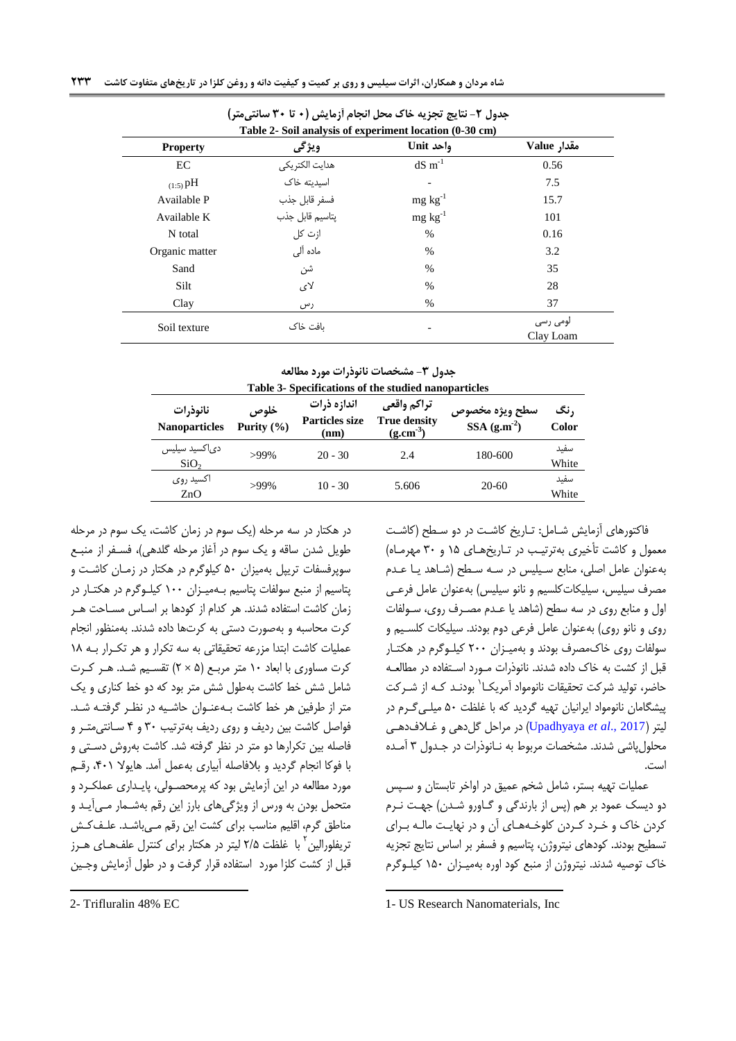جدول ۲- نتایج تجزیه خاک محل انجام آزمایش (۰ تا ۳۰ سانتی‌متر)

Table 2- Soil analysis of experiment location (0-30 cm)

| Property | ویژگی | واحد Unit | مقدار Value |
|---|---|---|---|
| EC | هدایت الکتریکی | $dS\ m^{-1}$ | 0.56 |
| $_{(1:5)}$pH | اسیدیته خاک | - | 7.5 |
| Available P | فسفر قابل جذب | $mg\ kg^{-1}$ | 15.7 |
| Available K | پتاسیم قابل جذب | $mg\ kg^{-1}$ | 101 |
| N total | ازت کل | % | 0.16 |
| Organic matter | ماده آلی | % | 3.2 |
| Sand | شن | % | 35 |
| Silt | لای | % | 28 |
| Clay | رس | % | 37 |
| Soil texture | بافت خاک | - | لومی رسی Clay Loam |

جدول ۳- مشخصات نانوذرات مورد مطالعه

Table 3- Specifications of the studied nanoparticles

| نانوذرات Nanoparticles | خلوص Purity (%) | اندازه ذرات Particles size (nm) | تراکم واقعی True density ($g.cm^{-3}$) | سطح ویژه مخصوص SSA ($g.m^{-2}$) | رنگ Color |
|---|---|---|---|---|---|
| دی‌اکسید سیلیس $SiO_2$ | >99% | 20 - 30 | 2.4 | 180-600 | سفید White |
| اکسید روی ZnO | >99% | 10 - 30 | 5.606 | 20-60 | سفید White |

فاکتورهای آزمایش شامل: تاریخ کاشت در دو سطح (کاشت معمول و کاشت تأخیری به‌ترتیب در تاریخ‌های ۱۵ و ۳۰ مهرماه) به‌عنوان عامل اصلی، منابع سیلیس در سه سطح (شاهد یا عدم مصرف سیلیس، سیلیکات‌کلسیم و نانو سیلیس) به‌عنوان عامل فرعی اول و منابع روی در سه سطح (شاهد یا عدم مصرف روی، سولفات روی و نانو روی) به‌عنوان عامل فرعی دوم بودند. سیلیکات کلسیم و سولفات روی خاک‌مصرف بودند و به‌میزان ۲۰۰ کیلوگرم در هکتار قبل از کشت به خاک داده شدند. نانوذرات مورد استفاده در مطالعه حاضر، تولید شرکت تحقیقات نانومواد آمریکا[1] بودند که از شرکت پیشگامان نانومواد ایرانیان تهیه گردید که با غلظت ۵۰ میلی‌گرم در لیتر (Upadhyaya *et al*., 2017) در مراحل گل‌دهی و غلاف‌دهی محلول‌پاشی شدند. مشخصات مربوط به نانوذرات در جدول ۳ آمده است.

عملیات تهیه بستر، شامل شخم عمیق در اواخر تابستان و سپس دو دیسک عمود بر هم (پس از بارندگی و گاورو شدن) جهت نرم کردن خاک و خرد کردن کلوخه‌های آن و در نهایت ماله برای تسطیح بودند. کودهای نیتروژن، پتاسیم و فسفر بر اساس نتایج تجزیه خاک توصیه شدند. نیتروژن از منبع کود اوره به‌میزان ۱۵۰ کیلوگرم در هکتار در سه مرحله (یک سوم در زمان کاشت، یک سوم در مرحله طویل شدن ساقه و یک سوم در آغاز مرحله گلدهی)، فسفر از منبع سوپرفسفات تریپل به‌میزان ۵۰ کیلوگرم در هکتار در زمان کاشت و پتاسیم از منبع سولفات پتاسیم به‌میزان ۱۰۰ کیلوگرم در هکتار در زمان کاشت استفاده شدند. هر کدام از کودها بر اساس مساحت هر کرت محاسبه و به‌صورت دستی به کرت‌ها داده شدند. به‌منظور انجام عملیات کاشت ابتدا مزرعه تحقیقاتی به سه تکرار و هر تکرار به ۱۸ کرت مساوری با ابعاد ۱۰ متر مربع (۵ × ۲) تقسیم شد. هر کرت شامل شش خط کاشت به‌طول شش متر بود که دو خط کناری و یک متر از طرفین هر خط کاشت به‌عنوان حاشیه در نظر گرفته شد. فواصل کاشت بین ردیف و روی ردیف به‌ترتیب ۳۰ و ۴ سانتی‌متر و فاصله بین تکرارها دو متر در نظر گرفته شد. کاشت به‌روش دستی و با فوکا انجام گردید و بلافاصله آبیاری به‌عمل آمد. هایولا ۴۰۱، رقم مورد مطالعه در این آزمایش بود که پرمحصولی، پایداری عملکرد و متحمل بودن به ورس از ویژگی‌های بارز این رقم به‌شمار می‌آید و مناطق گرم، اقلیم مناسب برای کشت این رقم می‌باشد. علف‌کش تریفلورالین[2] با غلظت ۲/۵ لیتر در هکتار برای کنترل علف‌های هرز قبل از کشت کلزا مورد استفاده قرار گرفت و در طول آزمایش وجین

---

1- US Research Nanomaterials, Inc

2- Trifluralin 48% EC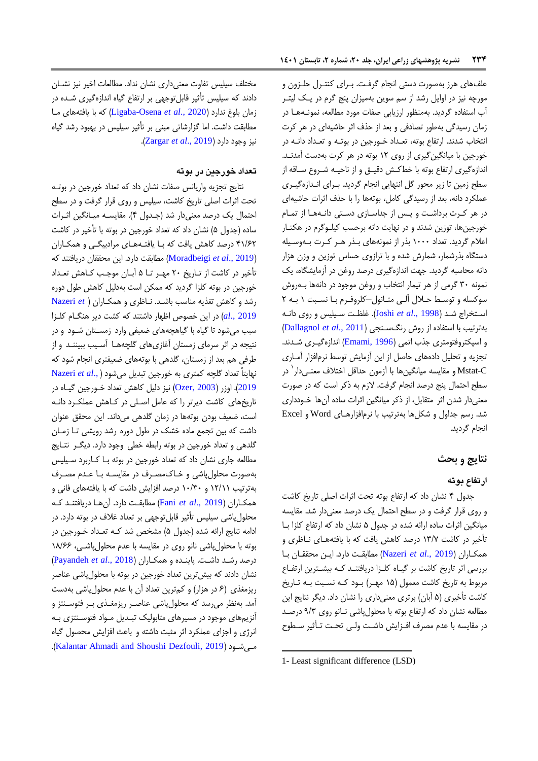علف‌های هرز به‌صورت دستی انجام گرفت. برای کنترل حلزون و مورچه نیز در اوایل رشد از سم سوین به‌میزان پنج گرم در یک لیتر آب استفاده گردید. به‌منظور ارزیابی صفات مورد مطالعه، نمونه‌ها در زمان رسیدگی به‌طور تصادفی و بعد از حذف اثر حاشیه‌ای در هر کرت انتخاب شدند. ارتفاع بوته، تعداد خورجین در بوته و تعداد دانه در خورجین با میانگین‌گیری از روی ۱۲ بوته در هر کرت به‌دست آمدند. اندازه‌گیری ارتفاع بوته با خط‌کش دقیق و از ناحیه شروع ساقه از سطح زمین تا زیر محور گل انتهایی انجام گردید. برای اندازه‌گیری عملکرد دانه، بعد از رسیدگی کامل، بوته‌ها را با حذف اثرات حاشیه‌ای در هر کرت برداشت و پس از جداسازی دستی دانه‌ها از تمام خورجین‌ها، توزین شدند و در نهایت دانه برحسب کیلوگرم در هکتار اعلام گردید. تعداد ۱۰۰۰ بذر از نمونه‌های بذر هر کرت به‌وسیله دستگاه بذرشمار، شمارش شده و با ترازوی حساس توزین و وزن هزار دانه محاسبه گردید. جهت اندازه‌گیری درصد روغن در آزمایشگاه، یک نمونه ۳۰ گرمی از هر تیمار انتخاب و روغن موجود در دانه‌ها به‌روش سوکسله و توسط حلال آلی متانول–کلروفرم با نسبت ۱ به ۲ استخراج شد (Joshi *et al.*, 1998). غلظت سیلیس و روی دانه به‌ترتیب با استفاده از روش رنگ‌سنجی (Dallagnol *et al.*, 2011) و اسپکتروفوتومتری جذب اتمی (Emami, 1996) اندازه‌گیری شدند. تجزیه و تحلیل داده‌های حاصل از این آزمایش توسط نرم‌افزار آماری Mstat-C و مقایسه میانگین‌ها با آزمون حداقل اختلاف معنی‌دار[1] در سطح احتمال پنج درصد انجام گرفت. لازم به ذکر است که در صورت معنی‌دار شدن اثر متقابل، از ذکر میانگین اثرات ساده آن‌ها خودداری شد. رسم جداول و شکل‌ها به‌ترتیب با نرم‌افزارهای Word و Excel انجام گردید.

## نتایج و بحث

### ارتفاع بوته

جدول ۴ نشان داد که ارتفاع بوته تحت اثرات اصلی تاریخ کاشت و روی قرار گرفت و در سطح احتمال یک درصد معنی‌دار شد. مقایسه میانگین اثرات ساده ارائه شده در جدول ۵ نشان داد که ارتفاع کلزا با تأخیر در کاشت ۱۳/۷ درصد کاهش یافت که با یافته‌های ناظری و همکاران (Nazeri *et al.*, 2019) مطابقت دارد. این محققان با بررسی اثر تاریخ کاشت بر گیاه کلزا دریافتند که بیشترین ارتفاع مربوط به تاریخ کاشت معمول (۱۵ مهر) بود که نسبت به تاریخ کاشت تأخیری (۵ آبان) برتری معنی‌داری را نشان داد. دیگر نتایج این مطالعه نشان داد که ارتفاع بوته با محلول‌پاشی نانو روی ۹/۳ درصد در مقایسه با عدم مصرف افزایش داشت ولی تحت تأثیر سطوح مختلف سیلیس تفاوت معنی‌داری نشان نداد. مطالعات اخیر نیز نشان دادند که سیلیس تأثیر قابل‌توجهی بر ارتفاع گیاه اندازه‌گیری شده در زمان بلوغ ندارد (Ligaba-Osena *et al.*, 2020) که با یافته‌های ما مطابقت داشت. اما گزارشاتی مبنی بر تأثیر سیلیس در بهبود رشد گیاه نیز وجود دارد (Zargar *et al.*, 2019).

### تعداد خورجین در بوته

نتایج تجزیه واریانس صفات نشان داد که تعداد خورجین در بوته تحت اثرات اصلی تاریخ کاشت، سیلیس و روی قرار گرفت و در سطح احتمال یک درصد معنی‌دار شد (جدول ۴). مقایسه میانگین اثرات ساده (جدول ۵) نشان داد که تعداد خورجین در بوته با تأخیر در کاشت ۴۱/۶۲ درصد کاهش یافت که با یافته‌های مرادبیگی و همکاران (Moradbeigi *et al.*, 2019) مطابقت دارد. این محققان دریافتند که تأخیر در کاشت از تاریخ ۲۰ مهر تا ۵ آبان موجب کاهش تعداد خورجین در بوته کلزا گردید که ممکن است به‌دلیل کاهش طول دوره رشد و کاهش تغذیه مناسب باشد. ناظری و همکاران (Nazeri *et al.*, 2019) در این خصوص اظهار داشتند که کشت دیر هنگام کلزا سبب می‌شود تا گیاه با گیاهچه‌های ضعیفی وارد زمستان شود و در نتیجه در اثر سرمای زمستان آغازی‌های گلچه‌ها آسیب ببینند و از طرفی هم بعد از زمستان، گلدهی با بوته‌های ضعیفتری انجام شود که نهایتاً تعداد گلچه کمتری به خورجین تبدیل می‌شود (Nazeri *et al.*, 2019). اوزر (Ozer, 2003) نیز دلیل کاهش تعداد خورجین گیاه در تاریخ‌های کاشت دیرتر را که عامل اصلی در کاهش عملکرد دانه است، ضعیف بودن بوته‌ها در زمان گلدهی می‌داند. این محقق عنوان داشت که بین تجمع ماده خشک در طول دوره رشد رویشی تا زمان گلدهی و تعداد خورجین در بوته رابطه خطی وجود دارد. دیگر نتایج مطالعه جاری نشان داد که تعداد خورجین در بوته با کاربرد سیلیس به‌صورت محلول‌پاشی و خاک‌مصرف در مقایسه با عدم مصرف به‌ترتیب ۱۲/۱۱ و ۱۰/۳۰ درصد افزایش داشت که با یافته‌های فانی و همکاران (Fani *et al.*, 2019) مطابقت دارد. آن‌ها دریافتند که محلول‌پاشی سیلیس تأثیر قابل‌توجهی بر تعداد غلاف در بوته دارد. در ادامه نتایج ارائه شده (جدول ۵) مشخص شد که تعداد خورجین در بوته با محلول‌پاشی نانو روی در مقایسه با عدم محلول‌پاشی، ۱۸/۶۶ درصد رشد داشت. پاینده و همکاران (Payandeh *et al.*, 2018) نشان دادند که بیشترین تعداد خورجین در بوته با محلول‌پاشی عناصر ریزمغذی (۶ در هزار) و کمترین تعداد آن با عدم محلول‌پاشی به‌دست آمد. به‌نظر می‌رسد که محلول‌پاشی عناصر ریزمغذی بر فتوسنتز و آنزیم‌های موجود در مسیرهای متابولیک تبدیل مواد فتوسنتزی به انرژی و اجزای عملکرد اثر مثبت داشته و باعث افزایش محصول گیاه می‌شود (Kalantar Ahmadi and Shoushi Dezfouli, 2019).

---

1- Least significant difference (LSD)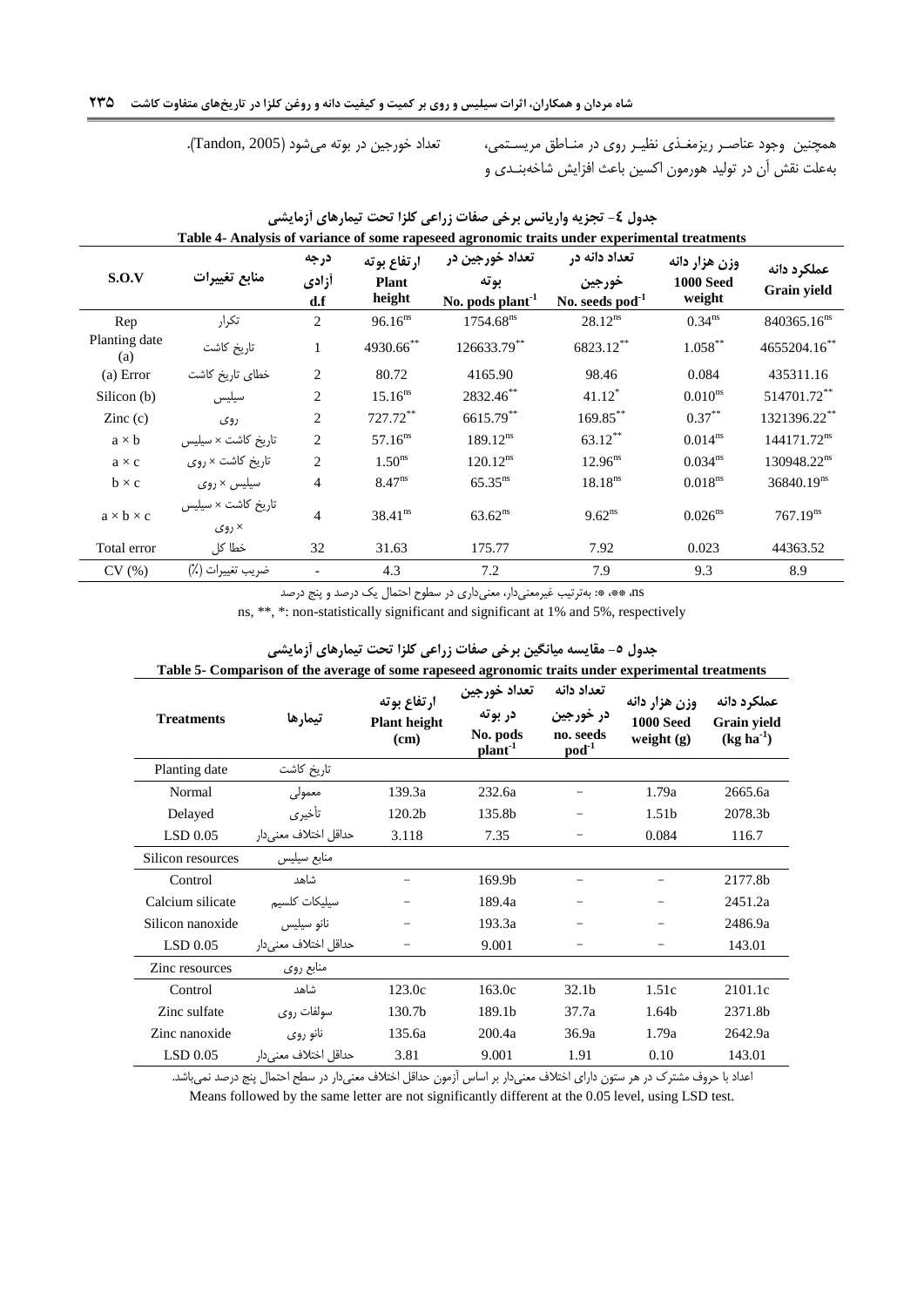همچنین وجود عناصر ریزمغذی نظیر روی در مناطق مریستمی، به‌علت نقش آن در تولید هورمون اکسین باعث افزایش شاخه‌بندی و تعداد خورجین در بوته می‌شود (Tandon, 2005).

**جدول ٤- تجزیه واریانس برخی صفات زراعی کلزا تحت تیمارهای آزمایشی**

**Table 4- Analysis of variance of some rapeseed agronomic traits under experimental treatments**

| S.O.V | منابع تغییرات | درجه آزادی d.f | ارتفاع بوته Plant height | تعداد خورجین در بوته No. pods plant$^{-1}$ | تعداد دانه در خورجین No. seeds pod$^{-1}$ | وزن هزار دانه 1000 Seed weight | عملکرد دانه Grain yield |
|---|---|---|---|---|---|---|---|
| Rep | تکرار | 2 | 96.16$^{ns}$ | 1754.68$^{ns}$ | 28.12$^{ns}$ | 0.34$^{ns}$ | 840365.16$^{ns}$ |
| Planting date (a) | تاریخ کاشت | 1 | 4930.66$^{**}$ | 126633.79$^{**}$ | 6823.12$^{**}$ | 1.058$^{**}$ | 4655204.16$^{**}$ |
| (a) Error | خطای تاریخ کاشت | 2 | 80.72 | 4165.90 | 98.46 | 0.084 | 435311.16 |
| Silicon (b) | سیلیس | 2 | 15.16$^{ns}$ | 2832.46$^{**}$ | 41.12$^{*}$ | 0.010$^{ns}$ | 514701.72$^{**}$ |
| Zinc (c) | روی | 2 | 727.72$^{**}$ | 6615.79$^{**}$ | 169.85$^{**}$ | 0.37$^{**}$ | 1321396.22$^{**}$ |
| a × b | تاریخ کاشت × سیلیس | 2 | 57.16$^{ns}$ | 189.12$^{ns}$ | 63.12$^{**}$ | 0.014$^{ns}$ | 144171.72$^{ns}$ |
| a × c | تاریخ کاشت × روی | 2 | 1.50$^{ns}$ | 120.12$^{ns}$ | 12.96$^{ns}$ | 0.034$^{ns}$ | 130948.22$^{ns}$ |
| b × c | سیلیس × روی | 4 | 8.47$^{ns}$ | 65.35$^{ns}$ | 18.18$^{ns}$ | 0.018$^{ns}$ | 36840.19$^{ns}$ |
| a × b × c | تاریخ کاشت × سیلیس × روی | 4 | 38.41$^{ns}$ | 63.62$^{ns}$ | 9.62$^{ns}$ | 0.026$^{ns}$ | 767.19$^{ns}$ |
| Total error | خطا کل | 32 | 31.63 | 175.77 | 7.92 | 0.023 | 44363.52 |
| CV (%) | ضریب تغییرات (٪) | - | 4.3 | 7.2 | 7.9 | 9.3 | 8.9 |

ns، **، *: به‌ترتیب غیرمعنی‌دار، معنی‌داری در سطوح احتمال یک درصد و پنج درصد

ns, **, *: non-statistically significant and significant at 1% and 5%, respectively

**جدول ٥- مقایسه میانگین برخی صفات زراعی کلزا تحت تیمارهای آزمایشی**

**Table 5- Comparison of the average of some rapeseed agronomic traits under experimental treatments**

| Treatments | تیمارها | ارتفاع بوته Plant height (cm) | تعداد خورجین در بوته No. pods plant$^{-1}$ | تعداد دانه در خورجین no. seeds pod$^{-1}$ | وزن هزار دانه 1000 Seed weight (g) | عملکرد دانه Grain yield (kg ha$^{-1}$) |
|---|---|---|---|---|---|---|
| Planting date | تاریخ کاشت | | | | | |
| Normal | معمولی | 139.3a | 232.6a | − | 1.79a | 2665.6a |
| Delayed | تأخیری | 120.2b | 135.8b | − | 1.51b | 2078.3b |
| LSD 0.05 | حداقل اختلاف معنی‌دار | 3.118 | 7.35 | − | 0.084 | 116.7 |
| Silicon resources | منابع سیلیس | | | | | |
| Control | شاهد | − | 169.9b | − | − | 2177.8b |
| Calcium silicate | سیلیکات کلسیم | − | 189.4a | − | − | 2451.2a |
| Silicon nanoxide | نانو سیلیس | − | 193.3a | − | − | 2486.9a |
| LSD 0.05 | حداقل اختلاف معنی‌دار | − | 9.001 | − | − | 143.01 |
| Zinc resources | منابع روی | | | | | |
| Control | شاهد | 123.0c | 163.0c | 32.1b | 1.51c | 2101.1c |
| Zinc sulfate | سولفات روی | 130.7b | 189.1b | 37.7a | 1.64b | 2371.8b |
| Zinc nanoxide | نانو روی | 135.6a | 200.4a | 36.9a | 1.79a | 2642.9a |
| LSD 0.05 | حداقل اختلاف معنی‌دار | 3.81 | 9.001 | 1.91 | 0.10 | 143.01 |

اعداد با حروف مشترک در هر ستون دارای اختلاف معنی‌دار بر اساس آزمون حداقل اختلاف معنی‌دار در سطح احتمال پنج درصد نمی‌باشد.

Means followed by the same letter are not significantly different at the 0.05 level, using LSD test.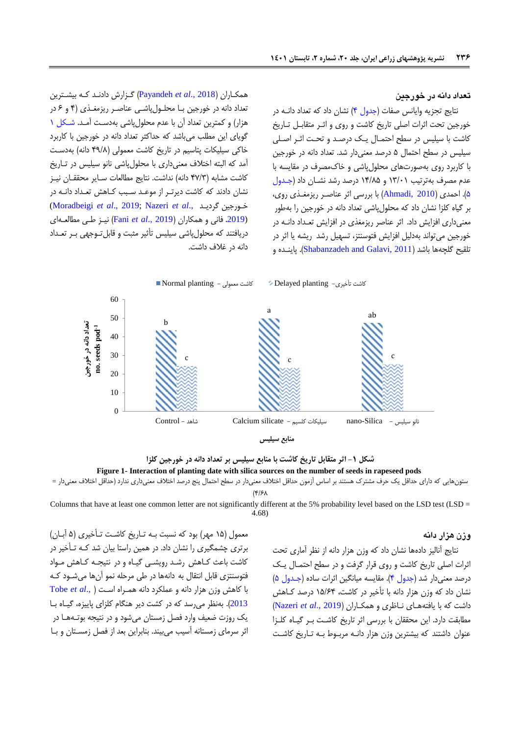### تعداد دانه در خورجین

نتایج تجزیه واریانس صفات (جدول ۴) نشان داد که تعداد دانـه در خورجین تحت اثرات اصلی تاریخ کاشت و روی و اثـر متقابـل تـاریخ کاشت با سیلیس در سطح احتمـال یـک درصـد و تحـت اثـر اصـلی سیلیس در سطح احتمال ۵ درصد معنی‌دار شد. تعداد دانه در خورجین با کاربرد روی به‌صورت‌های محلول‌پاشی و خاک‌مصرف در مقایسه با عدم مصرف به‌ترتیب ۱۳/۰۱ و ۱۴/۸۵ درصد رشد نشـان داد (جـدول ۵). احمدی (Ahmadi, 2010) با بررسـی اثر عناصـر ریزمغـذی روی، بر گیاه کلزا نشان داد که محلول‌پاشی تعداد دانه در خورجین را به‌طور معنی‌داری افزایش داد. اثر عناصر ریزمغذی در افزایش تعـداد دانـه در خورجین می‌تواند به‌دلیل افزایش فتوسنتز، تسهیل رشد ریشه یا اثر در تلقیح گلچه‌ها باشد (Shabanzadeh and Galavi, 2011). پاینـده و همکـاران (Payandeh *et al.*, 2018) گـزارش دادنـد کـه بیشـترین تعداد دانه در خورجین بـا محلـول‌پاشـی عناصـر ریزمغـذی (۴ و ۶ در هزار) و کمترین تعداد آن با عدم محلول‌پاشی به‌دسـت آمـد. شـکل ۱ گویای این مطلب می‌باشد که حداکثر تعداد دانه در خورجین با کاربرد خاکی سیلیکات پتاسیم در تاریخ کاشت معمولی (۴۹/۸ دانه) به‌دسـت آمد که البته اختلاف معنی‌داری با محلول‌پاشی با نانو سیلیس در تـاریخ کاشت مشابه (۴۷/۳ دانه) نداشت. نتایج مطالعات سـایر محققـان نیـز نشان دادند که کاشت دیرتـر از موعـد سـبب کـاهش تعـداد دانـه در خـورجین گردیـد (Moradbeigi *et al.*, 2019; Nazeri *et al.*, 2019). فانی و همکاران (Fani *et al.*, 2019) نیـز طـی مطالعـه‌ای دریافتند که محلول‌پاشی سیلیس تأثیر مثبت و قابل‌تـوجهی بـر تعـداد دانه در غلاف داشت.

شکل ۱- اثر متقابل تاریخ کاشت با منابع سیلیس بر تعداد دانه در خورجین کلزا

**Figure 1- Interaction of planting date with silica sources on the number of seeds in rapeseed pods**

ستون‌هایی که دارای حداقل یک حرف مشترک هستند بر اساس آزمون حداقل اختلاف معنی‌دار در سطح احتمال پنج درصد اختلاف معنی‌داری ندارد (حداقل اختلاف معنی‌دار = ۴/۶۸)

Columns that have at least one common letter are not significantly different at the 5% probability level based on the LSD test (LSD = 4.68)

### وزن هزار دانه

نتایج آنالیز داده‌ها نشان داد که وزن هزار دانه از نظر آماری تحت اثرات اصلی تاریخ کاشت و روی قرار گرفت و در سطح احتمـال یـک درصد معنی‌دار شد (جدول ۴). مقایسه میانگین اثرات ساده (جـدول ۵) نشان داد که وزن هزار دانه با تأخیر در کاشت، ۱۵/۶۴ درصد کـاهش داشت که با یافته‌هـای نـاظری و همکـاران (Nazeri *et al.*, 2019) مطابقت دارد. این محققان با بررسی اثر تاریخ کاشـت بـر گیـاه کلـزا عنوان داشتند که بیشترین وزن هزار دانـه مربـوط بـه تـاریخ کاشـت معمول (۱۵ مهر) بود که نسبت بـه تـاریخ کاشـت تـأخیری (۵ آبـان) برتری چشمگیری را نشان داد. در همین راستا بیان شد کـه تـأخیر در کشت باعث کـاهش رشـد رویشـی گیـاه و در نتیجـه کـاهش مـواد فتوسنتزی قابل انتقال به دانه‌ها در طی مرحله نمو آن‌ها می‌شـود کـه با کاهش وزن هزار دانه و عملکرد دانه همـراه اسـت (Tobe *et al.*, 2013). به‌نظر می‌رسد که در کشت دیر هنگام کلزای پاییزه، گیـاه بـا یک روزت ضعیف وارد فصل زمستان می‌شود و در نتیجه بوتـه‌هـا در اثر سرمای زمستانه آسیب می‌بینند. بنابراین بعد از فصل زمسـتان و بـا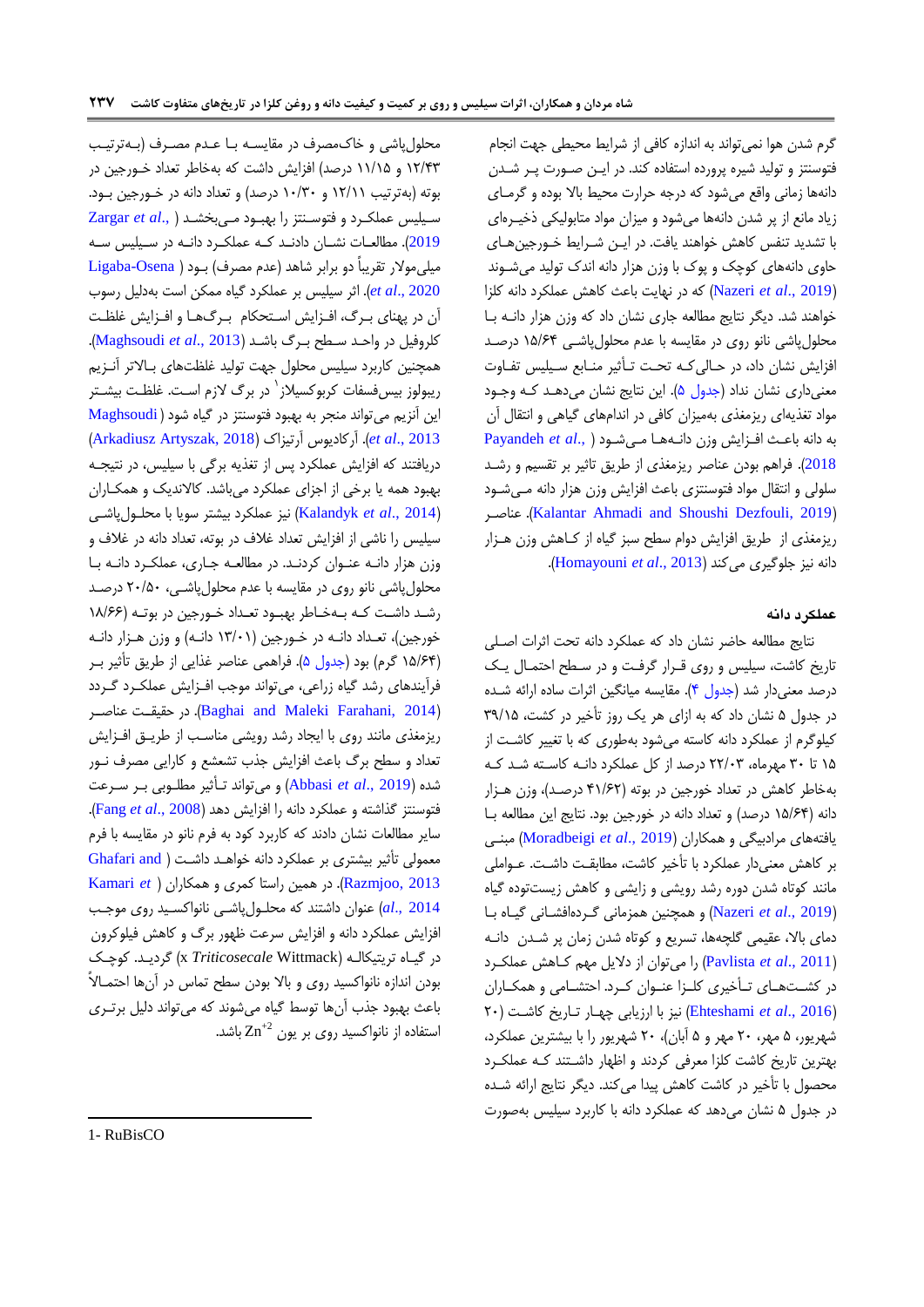گرم شدن هوا نمی‌تواند به اندازه کافی از شرایط محیطی جهت انجام فتوسنتز و تولید شیره پرورده استفاده کند. در این صورت پر شدن دانه‌ها زمانی واقع می‌شود که درجه حرارت محیط بالا بوده و گرمای زیاد مانع از پر شدن دانه‌ها می‌شود و میزان مواد متابولیکی ذخیره‌ای با تشدید تنفس کاهش خواهند یافت. در این شرایط خورجین‌های حاوی دانه‌های کوچک و پوک با وزن هزار دانه اندک تولید می‌شوند (Nazeri *et al*., 2019) که در نهایت باعث کاهش عملکرد دانه کلزا خواهند شد. دیگر نتایج مطالعه جاری نشان داد که وزن هزار دانه با محلول‌پاشی نانو روی در مقایسه با عدم محلول‌پاشی ۱۵/۶۴ درصد افزایش نشان داد، در حالی‌که تحت تأثیر منابع سیلیس تفاوت معنی‌داری نشان نداد (جدول ۵). این نتایج نشان می‌دهد که وجود مواد تغذیه‌ای ریزمغذی به‌میزان کافی در اندام‌های گیاهی و انتقال آن به دانه باعث افزایش وزن دانه‌ها می‌شود (Payandeh *et al*., 2018). فراهم بودن عناصر ریزمغذی از طریق تاثیر بر تقسیم و رشد سلولی و انتقال مواد فتوسنتزی باعث افزایش وزن هزار دانه می‌شود (Kalantar Ahmadi and Shoushi Dezfouli, 2019). عناصر ریزمغذی از طریق افزایش دوام سطح سبز گیاه از کاهش وزن هزار دانه نیز جلوگیری می‌کند (Homayouni *et al*., 2013).

### عملکرد دانه

نتایج مطالعه حاضر نشان داد که عملکرد دانه تحت اثرات اصلی تاریخ کاشت، سیلیس و روی قرار گرفت و در سطح احتمال یک درصد معنی‌دار شد (جدول ۴). مقایسه میانگین اثرات ساده ارائه شده در جدول ۵ نشان داد که به ازای هر یک روز تأخیر در کشت، ۳۹/۱۵ کیلوگرم از عملکرد دانه کاسته می‌شود به‌طوری که با تغییر کاشت از ۱۵ تا ۳۰ مهرماه، ۲۲/۰۳ درصد از کل عملکرد دانه کاسته شد که به‌خاطر کاهش در تعداد خورجین در بوته (۴۱/۶۲ درصد)، وزن هزار دانه (۱۵/۶۴ درصد) و تعداد دانه در خورجین بود. نتایج این مطالعه با یافته‌های مرادبیگی و همکاران (Moradbeigi *et al*., 2019) مبنی بر کاهش معنی‌دار عملکرد با تأخیر کاشت، مطابقت داشت. عواملی مانند کوتاه شدن دوره رشد رویشی و زایشی و کاهش زیست‌توده گیاه (Nazeri *et al*., 2019) و همچنین همزمانی گرده‌افشانی گیاه با دمای بالا، عقیمی گلچه‌ها، تسریع و کوتاه شدن زمان پر شدن دانه (Pavlista *et al*., 2011) را می‌توان از دلایل مهم کاهش عملکرد در کشت‌های تأخیری کلزا عنوان کرد. احتشامی و همکاران (Ehteshami *et al*., 2016) نیز با ارزیابی چهار تاریخ کاشت (۲۰ شهریور، ۵ مهر، ۲۰ مهر و ۵ آبان)، ۲۰ شهریور را با بیشترین عملکرد، بهترین تاریخ کاشت کلزا معرفی کردند و اظهار داشتند که عملکرد محصول با تأخیر در کاشت کاهش پیدا می‌کند. دیگر نتایج ارائه شده در جدول ۵ نشان می‌دهد که عملکرد دانه با کاربرد سیلیس به‌صورت محلول‌پاشی و خاک‌مصرف در مقایسه با عدم مصرف (به‌ترتیب ۱۲/۴۳ و ۱۱/۱۵ درصد) افزایش داشت که به‌خاطر تعداد خورجین در بوته (به‌ترتیب ۱۲/۱۱ و ۱۰/۳۰ درصد) و تعداد دانه در خورجین بود. سیلیس عملکرد و فتوسنتز را بهبود می‌بخشد (Zargar *et al*., 2019). مطالعات نشان دادند که عملکرد دانه در سیلیس سه میلی‌مولار تقریباً دو برابر شاهد (عدم مصرف) بود (Ligaba-Osena *et al*., 2020). اثر سیلیس بر عملکرد گیاه ممکن است به‌دلیل رسوب آن در پهنای برگ، افزایش استحکام برگ‌ها و افزایش غلظت کلروفیل در واحد سطح برگ باشد (Maghsoudi *et al*., 2013). همچنین کاربرد سیلیس محلول جهت تولید غلظت‌های بالاتر آنزیم ریبولوز بیس‌فسفات کربوکسیلاز[1] در برگ لازم است. غلظت بیشتر این آنزیم می‌تواند منجر به بهبود فتوسنتز در گیاه شود (Maghsoudi *et al*., 2013). آرکادیوس آرتیزاک (Arkadiusz Artyszak, 2018) دریافتند که افزایش عملکرد پس از تغذیه برگی با سیلیس، در نتیجه بهبود همه یا برخی از اجزای عملکرد می‌باشد. کالاندیک و همکاران (Kalandyk *et al*., 2014) نیز عملکرد بیشتر سویا با محلول‌پاشی سیلیس را ناشی از افزایش تعداد غلاف در بوته، تعداد دانه در غلاف و وزن هزار دانه عنوان کردند. در مطالعه جاری، عملکرد دانه با محلول‌پاشی نانو روی در مقایسه با عدم محلول‌پاشی، ۲۰/۵۰ درصد رشد داشت که به‌خاطر بهبود تعداد خورجین در بوته (۱۸/۶۶ خورجین)، تعداد دانه در خورجین (۱۳/۰۱ دانه) و وزن هزار دانه (۱۵/۶۴ گرم) بود (جدول ۵). فراهمی عناصر غذایی از طریق تأثیر بر فرآیندهای رشد گیاه زراعی، می‌تواند موجب افزایش عملکرد گردد (Baghai and Maleki Farahani, 2014). در حقیقت عناصر ریزمغذی مانند روی با ایجاد رشد رویشی مناسب از طریق افزایش تعداد و سطح برگ باعث افزایش جذب تشعشع و کارایی مصرف نور شده (Abbasi *et al*., 2019) و می‌تواند تأثیر مطلوبی بر سرعت فتوسنتز گذاشته و عملکرد دانه را افزایش دهد (Fang *et al*., 2008). سایر مطالعات نشان دادند که کاربرد کود به فرم نانو در مقایسه با فرم معمولی تأثیر بیشتری بر عملکرد دانه خواهد داشت (Ghafari and Razmjoo, 2013). در همین راستا کمری و همکاران (Kamari *et al*., 2014) عنوان داشتند که محلول‌پاشی نانواکسید روی موجب افزایش عملکرد دانه و افزایش سرعت ظهور برگ و کاهش فیلوکرون در گیاه تریتیکاله (*Triticosecale* Wittmack x) گردید. کوچک بودن اندازه نانواکسید روی و بالا بودن سطح تماس در آن‌ها احتمالاً باعث بهبود جذب آن‌ها توسط گیاه می‌شوند که می‌تواند دلیل برتری استفاده از نانواکسید روی بر یون $Zn^{+2}$ باشد.

---

1- RuBisCO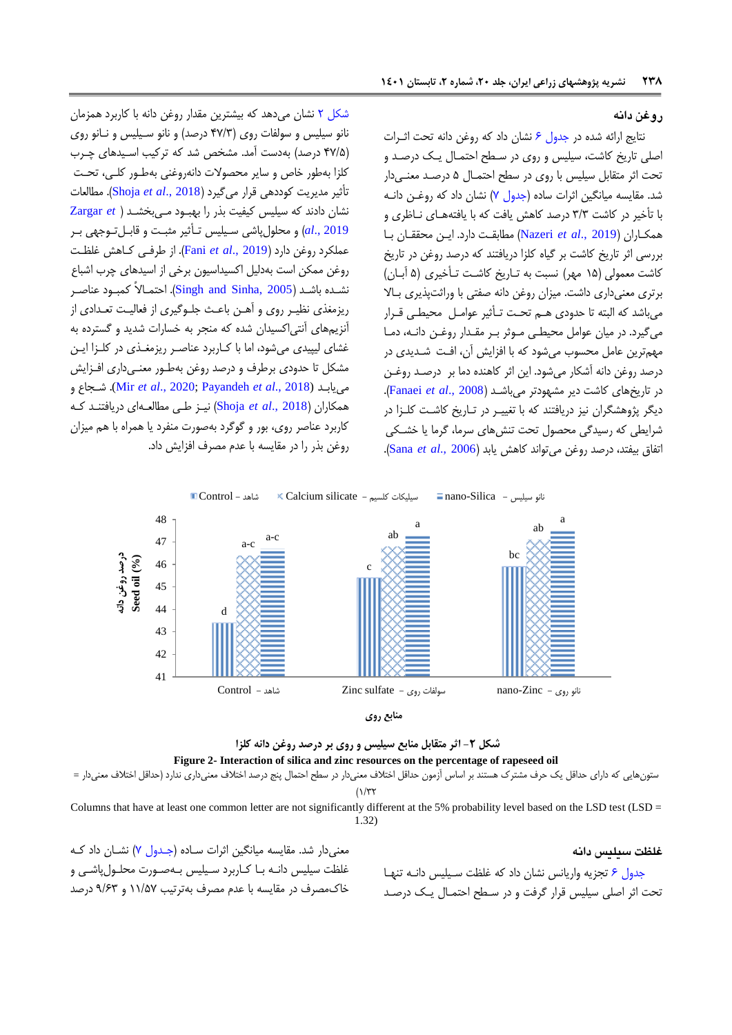### روغن دانه

نتایج ارائه شده در جدول ۶ نشان داد که روغن دانه تحت اثرات اصلی تاریخ کاشت، سیلیس و روی در سطح احتمال یک درصد و تحت اثر متقابل سیلیس با روی در سطح احتمال ۵ درصد معنی‌دار شد. مقایسه میانگین اثرات ساده (جدول ۷) نشان داد که روغن دانه با تأخیر در کاشت ۳/۳ درصد کاهش یافت که با یافته‌های ناظری و همکاران (Nazeri *et al.*, 2019) مطابقت دارد. این محققان با بررسی اثر تاریخ کاشت بر گیاه کلزا دریافتند که درصد روغن در تاریخ کاشت معمولی (۱۵ مهر) نسبت به تاریخ کاشت تأخیری (۵ آبان) برتری معنی‌داری داشت. میزان روغن دانه صفتی با وراثت‌پذیری بالا می‌باشد که البته تا حدودی هم تحت تأثیر عوامل محیطی قرار می‌گیرد. در میان عوامل محیطی موثر بر مقدار روغن دانه، دما مهم‌ترین عامل محسوب می‌شود که با افزایش آن، افت شدیدی در درصد روغن دانه آشکار می‌شود. این اثر کاهنده دما بر درصد روغن در تاریخ‌های کاشت دیر مشهودتر می‌باشد (Fanaei *et al.*, 2008). دیگر پژوهشگران نیز دریافتند که با تغییر در تاریخ کاشت کلزا در شرایطی که رسیدگی محصول تحت تنش‌های سرما، گرما یا خشکی اتفاق بیفتد، درصد روغن می‌تواند کاهش یابد (Sana *et al.*, 2006).

شکل ۲ نشان می‌دهد که بیشترین مقدار روغن دانه با کاربرد همزمان نانو سیلیس و سولفات روی (۴۷/۳ درصد) و نانو سیلیس و نانو روی (۴۷/۵ درصد) به‌دست آمد. مشخص شد که ترکیب اسیدهای چرب کلزا به‌طور خاص و سایر محصولات دانه‌روغنی به‌طور کلی، تحت تأثیر مدیریت کوددهی قرار می‌گیرد (Shoja *et al.*, 2018). مطالعات نشان دادند که سیلیس کیفیت بذر را بهبود می‌بخشد (Zargar *et al.*, 2019) و محلول‌پاشی سیلیس تأثیر مثبت و قابل توجهی بر عملکرد روغن دارد (Fani *et al.*, 2019). از طرفی کاهش غلظت روغن ممکن است به‌دلیل اکسیداسیون برخی از اسیدهای چرب اشباع نشده باشد (Singh and Sinha, 2005). احتمالاً کمبود عناصر ریزمغذی نظیر روی و آهن باعث جلوگیری از فعالیت تعدادی از آنزیم‌های آنتی‌اکسیدان شده که منجر به خسارات شدید و گسترده به غشای لیپیدی می‌شود، اما با کاربرد عناصر ریزمغذی در کلزا این مشکل تا حدودی برطرف و درصد روغن به‌طور معنی‌داری افزایش می‌یابد (Mir *et al.*, 2020; Payandeh *et al.*, 2018). شجاع و همکاران (Shoja *et al.*, 2018) نیز طی مطالعه‌ای دریافتند که کاربرد عناصر روی، بور و گوگرد به‌صورت منفرد یا همراه با هم میزان روغن بذر را در مقایسه با عدم مصرف افزایش داد.

شکل ۲- اثر متقابل منابع سیلیس و روی بر درصد روغن دانه کلزا

**Figure 2- Interaction of silica and zinc resources on the percentage of rapeseed oil**

ستون‌هایی که دارای حداقل یک حرف مشترک هستند بر اساس آزمون حداقل اختلاف معنی‌دار در سطح احتمال پنج درصد اختلاف معنی‌داری ندارد (حداقل اختلاف معنی‌دار = ۱/۳۲)

Columns that have at least one common letter are not significantly different at the 5% probability level based on the LSD test (LSD = 1.32)

### غلظت سیلیس دانه

جدول ۶ تجزیه واریانس نشان داد که غلظت سیلیس دانه تنها تحت اثر اصلی سیلیس قرار گرفت و در سطح احتمال یک درصد معنی‌دار شد. مقایسه میانگین اثرات ساده (جدول ۷) نشان داد که غلظت سیلیس دانه با کاربرد سیلیس به‌صورت محلول‌پاشی و خاک‌مصرف در مقایسه با عدم مصرف به‌ترتیب ۱۱/۵۷ و ۹/۶۳ درصد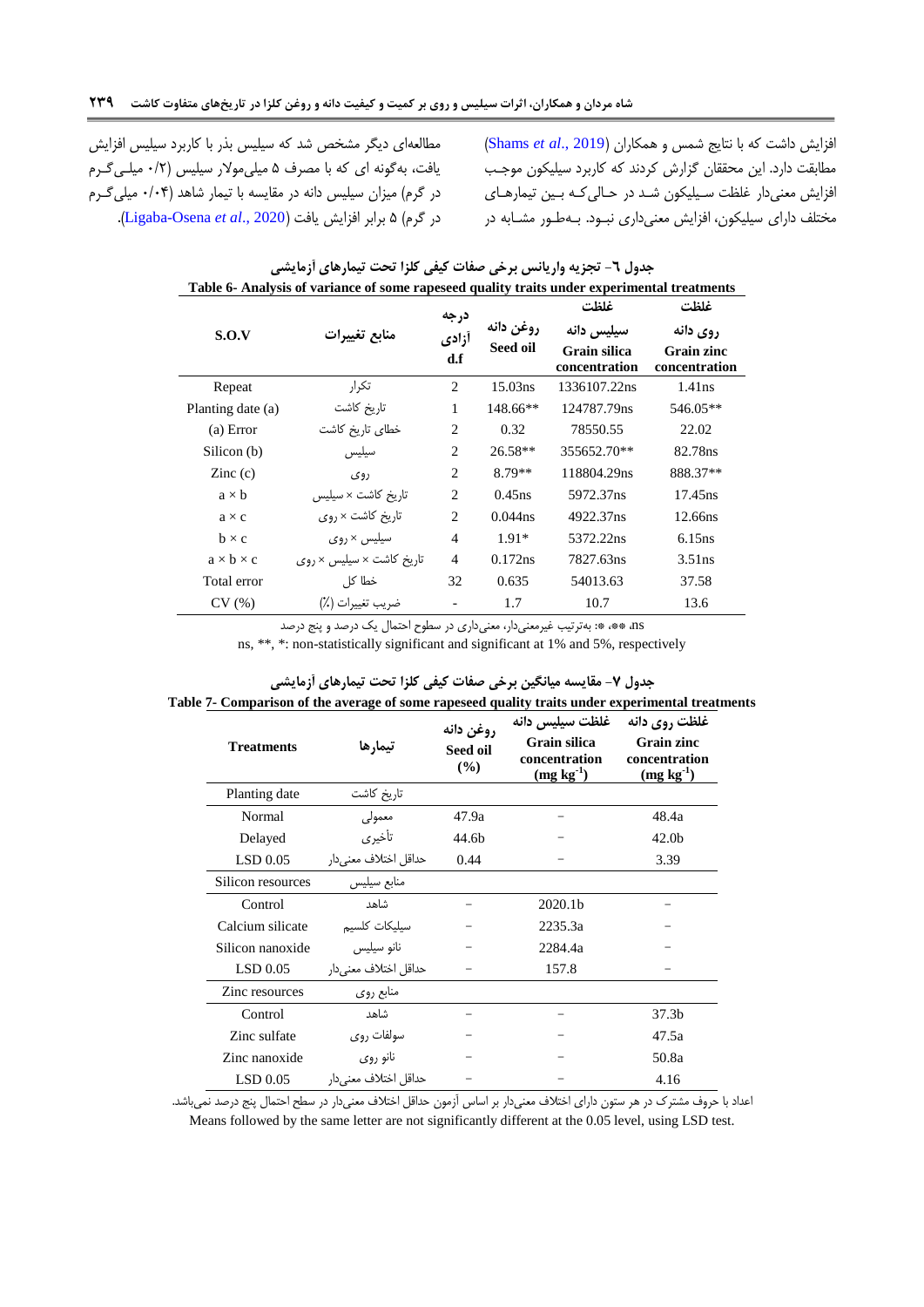افزایش داشت که با نتایج شمس و همکاران (Shams *et al*., 2019) مطابقت دارد. این محققان گزارش کردند که کاربرد سیلیکون موجب افزایش معنی‌دار غلظت سیلیکون شد در حالی‌که بین تیمارهای مختلف دارای سیلیکون، افزایش معنی‌داری نبود. به‌طور مشابه در مطالعه‌ای دیگر مشخص شد که سیلیس بذر با کاربرد سیلیس افزایش یافت، به‌گونه ای که با مصرف ۵ میلی‌مولار سیلیس (۰/۲ میلی‌گرم در گرم) میزان سیلیس دانه در مقایسه با تیمار شاهد (۰/۰۴ میلی‌گرم در گرم) ۵ برابر افزایش یافت (Ligaba-Osena *et al*., 2020).

**جدول ٦- تجزیه واریانس برخی صفات کیفی کلزا تحت تیمارهای آزمایشی**

**Table 6- Analysis of variance of some rapeseed quality traits under experimental treatments**

| S.O.V | منابع تغییرات | درجه آزادی d.f | روغن دانه Seed oil | غلظت سیلیس دانه Grain silica concentration | غلظت روی دانه Grain zinc concentration |
|---|---|---|---|---|---|
| Repeat | تکرار | 2 | 15.03ns | 1336107.22ns | 1.41ns |
| Planting date (a) | تاریخ کاشت | 1 | 148.66** | 124787.79ns | 546.05** |
| (a) Error | خطای تاریخ کاشت | 2 | 0.32 | 78550.55 | 22.02 |
| Silicon (b) | سیلیس | 2 | 26.58** | 355652.70** | 82.78ns |
| Zinc (c) | روی | 2 | 8.79** | 118804.29ns | 888.37** |
| a × b | تاریخ کاشت × سیلیس | 2 | 0.45ns | 5972.37ns | 17.45ns |
| a × c | تاریخ کاشت × روی | 2 | 0.044ns | 4922.37ns | 12.66ns |
| b × c | سیلیس × روی | 4 | 1.91* | 5372.22ns | 6.15ns |
| a × b × c | تاریخ کاشت × سیلیس × روی | 4 | 0.172ns | 7827.63ns | 3.51ns |
| Total error | خطا کل | 32 | 0.635 | 54013.63 | 37.58 |
| CV (%) | ضریب تغییرات (٪) | - | 1.7 | 10.7 | 13.6 |

ns، **، *: به‌ترتیب غیرمعنی‌دار، معنی‌داری در سطوح احتمال یک درصد و پنج درصد

ns, **, *: non-statistically significant and significant at 1% and 5%, respectively

**جدول ۷- مقایسه میانگین برخی صفات کیفی کلزا تحت تیمارهای آزمایشی**

**Table 7- Comparison of the average of some rapeseed quality traits under experimental treatments**

| Treatments | تیمارها | روغن دانه Seed oil (%) | غلظت سیلیس دانه Grain silica concentration ($mg\ kg^{-1}$) | غلظت روی دانه Grain zinc concentration ($mg\ kg^{-1}$) |
|---|---|---|---|---|
| Planting date | تاریخ کاشت | | | |
| Normal | معمولی | 47.9a | – | 48.4a |
| Delayed | تأخیری | 44.6b | – | 42.0b |
| LSD 0.05 | حداقل اختلاف معنی‌دار | 0.44 | – | 3.39 |
| Silicon resources | منابع سیلیس | | | |
| Control | شاهد | – | 2020.1b | – |
| Calcium silicate | سیلیکات کلسیم | – | 2235.3a | – |
| Silicon nanoxide | نانو سیلیس | – | 2284.4a | – |
| LSD 0.05 | حداقل اختلاف معنی‌دار | – | 157.8 | – |
| Zinc resources | منابع روی | | | |
| Control | شاهد | – | – | 37.3b |
| Zinc sulfate | سولفات روی | – | – | 47.5a |
| Zinc nanoxide | نانو روی | – | – | 50.8a |
| LSD 0.05 | حداقل اختلاف معنی‌دار | – | – | 4.16 |

اعداد با حروف مشترک در هر ستون دارای اختلاف معنی‌دار بر اساس آزمون حداقل اختلاف معنی‌دار در سطح احتمال پنج درصد نمی‌باشد.

Means followed by the same letter are not significantly different at the 0.05 level, using LSD test.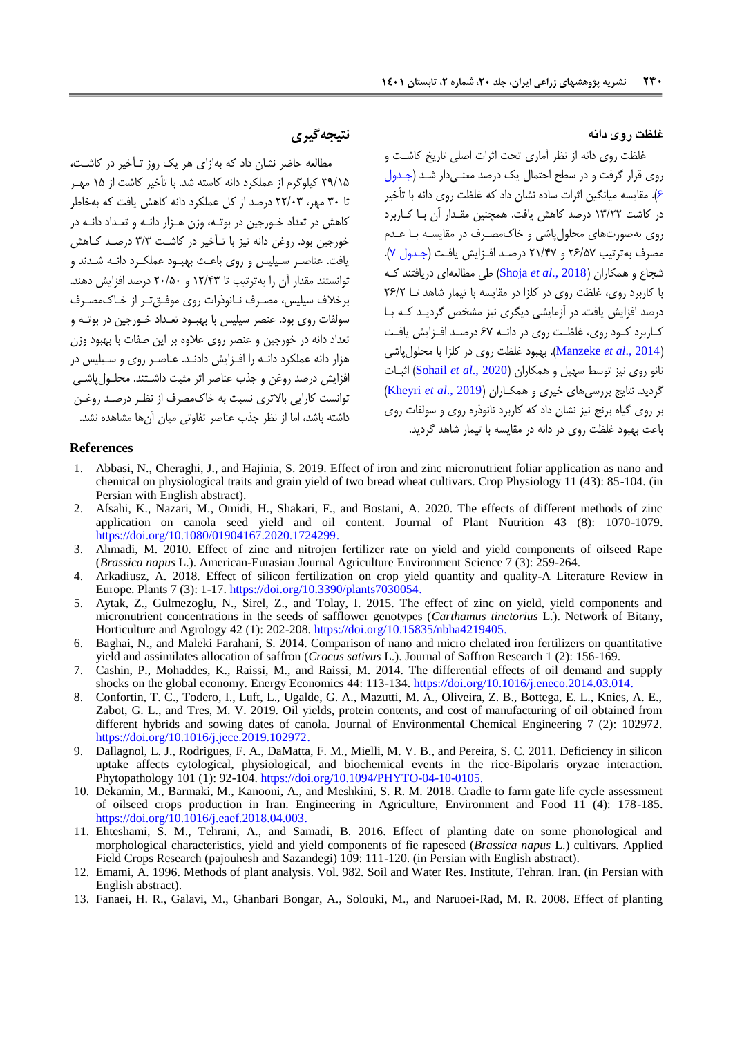### غلظت روی دانه

غلظت روی دانه از نظر آماری تحت اثرات اصلی تاریخ کاشت و روی قرار گرفت و در سطح احتمال یک درصد معنی‌دار شد (جدول ۶). مقایسه میانگین اثرات ساده نشان داد که غلظت روی دانه با تأخیر در کاشت ۱۳/۲۲ درصد کاهش یافت. همچنین مقدار آن با کاربرد روی به‌صورت‌های محلول‌پاشی و خاک‌مصرف در مقایسه با عدم مصرف به‌ترتیب ۲۶/۵۷ و ۲۱/۴۷ درصد افزایش یافت (جدول ۷). شجاع و همکاران (Shoja *et al*., 2018) طی مطالعه‌ای دریافتند که با کاربرد روی، غلظت روی در کلزا در مقایسه با تیمار شاهد تا ۲۶/۲ درصد افزایش یافت. در آزمایشی دیگری نیز مشخص گردید که با کاربرد کود روی، غلظت روی در دانه ۶۷ درصد افزایش یافت (Manzeke *et al*., 2014). بهبود غلظت روی در کلزا با محلول‌پاشی نانو روی نیز توسط سهیل و همکاران (Sohail *et al*., 2020) اثبات گردید. نتایج بررسی‌های خیری و همکاران (Kheyri *et al*., 2019) بر روی گیاه برنج نیز نشان داد که کاربرد نانوذره روی و سولفات روی باعث بهبود غلظت روی در دانه در مقایسه با تیمار شاهد گردید.

### نتیجه‌گیری

مطالعه حاضر نشان داد که به‌ازای هر یک روز تأخیر در کاشت، ۳۹/۱۵ کیلوگرم از عملکرد دانه کاسته شد. با تأخیر کاشت از ۱۵ مهر تا ۳۰ مهر، ۲۲/۰۳ درصد از کل عملکرد دانه کاهش یافت که به‌خاطر کاهش در تعداد خورجین در بوته، وزن هزار دانه و تعداد دانه در خورجین بود. روغن دانه نیز با تأخیر در کاشت ۳/۳ درصد کاهش یافت. عناصر سیلیس و روی باعث بهبود عملکرد دانه شدند و توانستند مقدار آن را به‌ترتیب تا ۱۲/۴۳ و ۲۰/۵۰ درصد افزایش دهند. برخلاف سیلیس، مصرف نانوذرات روی موفق‌تر از خاک‌مصرف سولفات روی بود. عنصر سیلیس با بهبود تعداد خورجین در بوته و تعداد دانه در خورجین و عنصر روی علاوه بر این صفات با بهبود وزن هزار دانه عملکرد دانه را افزایش دادند. عناصر روی و سیلیس در افزایش درصد روغن و جذب عناصر اثر مثبت داشتند. محلول‌پاشی توانست کارایی بالاتری نسبت به خاک‌مصرف از نظر درصد روغن داشته باشد، اما از نظر جذب عناصر تفاوتی میان آن‌ها مشاهده نشد.

## References

1. Abbasi, N., Cheraghi, J., and Hajinia, S. 2019. Effect of iron and zinc micronutrient foliar application as nano and chemical on physiological traits and grain yield of two bread wheat cultivars. Crop Physiology 11 (43): 85-104. (in Persian with English abstract).
2. Afsahi, K., Nazari, M., Omidi, H., Shakari, F., and Bostani, A. 2020. The effects of different methods of zinc application on canola seed yield and oil content. Journal of Plant Nutrition 43 (8): 1070-1079. https://doi.org/10.1080/01904167.2020.1724299.
3. Ahmadi, M. 2010. Effect of zinc and nitrojen fertilizer rate on yield and yield components of oilseed Rape (*Brassica napus* L.). American-Eurasian Journal Agriculture Environment Science 7 (3): 259-264.
4. Arkadiusz, A. 2018. Effect of silicon fertilization on crop yield quantity and quality-A Literature Review in Europe. Plants 7 (3): 1-17. https://doi.org/10.3390/plants7030054.
5. Aytak, Z., Gulmezoglu, N., Sirel, Z., and Tolay, I. 2015. The effect of zinc on yield, yield components and micronutrient concentrations in the seeds of safflower genotypes (*Carthamus tinctorius* L.). Network of Bitany, Horticulture and Agrology 42 (1): 202-208. https://doi.org/10.15835/nbha4219405.
6. Baghai, N., and Maleki Farahani, S. 2014. Comparison of nano and micro chelated iron fertilizers on quantitative yield and assimilates allocation of saffron (*Crocus sativus* L.). Journal of Saffron Research 1 (2): 156-169.
7. Cashin, P., Mohaddes, K., Raissi, M., and Raissi, M. 2014. The differential effects of oil demand and supply shocks on the global economy. Energy Economics 44: 113-134. https://doi.org/10.1016/j.eneco.2014.03.014.
8. Confortin, T. C., Todero, I., Luft, L., Ugalde, G. A., Mazutti, M. A., Oliveira, Z. B., Bottega, E. L., Knies, A. E., Zabot, G. L., and Tres, M. V. 2019. Oil yields, protein contents, and cost of manufacturing of oil obtained from different hybrids and sowing dates of canola. Journal of Environmental Chemical Engineering 7 (2): 102972. https://doi.org/10.1016/j.jece.2019.102972.
9. Dallagnol, L. J., Rodrigues, F. A., DaMatta, F. M., Mielli, M. V. B., and Pereira, S. C. 2011. Deficiency in silicon uptake affects cytological, physiological, and biochemical events in the rice-Bipolaris oryzae interaction. Phytopathology 101 (1): 92-104. https://doi.org/10.1094/PHYTO-04-10-0105.
10. Dekamin, M., Barmaki, M., Kanooni, A., and Meshkini, S. R. M. 2018. Cradle to farm gate life cycle assessment of oilseed crops production in Iran. Engineering in Agriculture, Environment and Food 11 (4): 178-185. https://doi.org/10.1016/j.eaef.2018.04.003.
11. Ehteshami, S. M., Tehrani, A., and Samadi, B. 2016. Effect of planting date on some phonological and morphological characteristics, yield and yield components of fie rapeseed (*Brassica napus* L.) cultivars. Applied Field Crops Research (pajouhesh and Sazandegi) 109: 111-120. (in Persian with English abstract).
12. Emami, A. 1996. Methods of plant analysis. Vol. 982. Soil and Water Res. Institute, Tehran. Iran. (in Persian with English abstract).
13. Fanaei, H. R., Galavi, M., Ghanbari Bongar, A., Solouki, M., and Naruoei-Rad, M. R. 2008. Effect of planting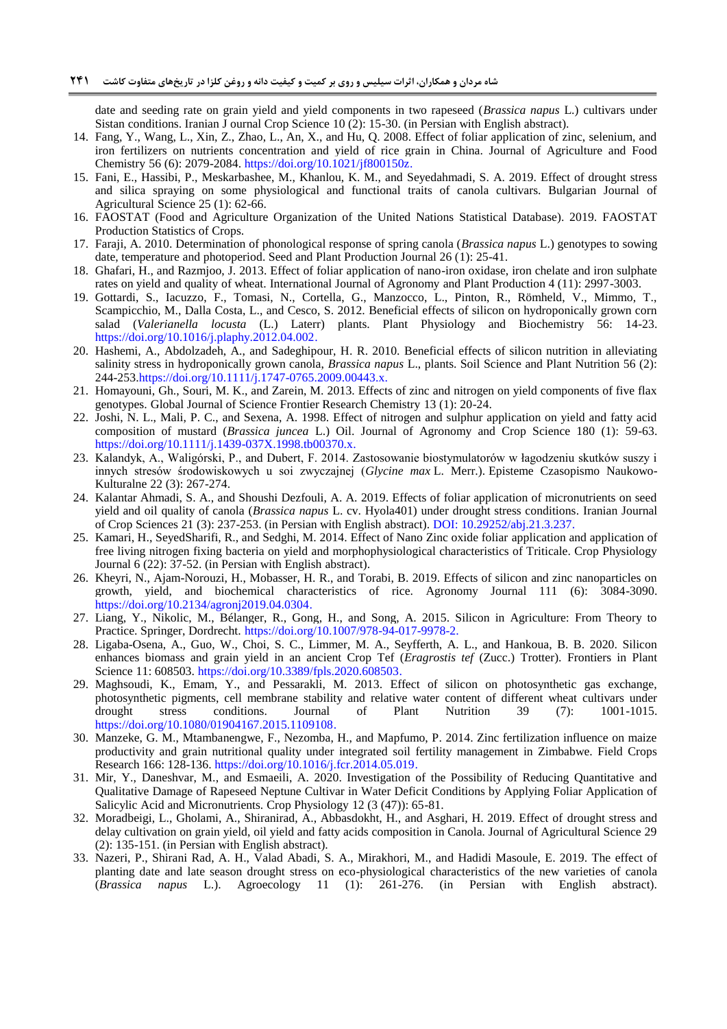date and seeding rate on grain yield and yield components in two rapeseed (*Brassica napus* L.) cultivars under Sistan conditions. Iranian J ournal Crop Science 10 (2): 15-30. (in Persian with English abstract).

14. Fang, Y., Wang, L., Xin, Z., Zhao, L., An, X., and Hu, Q. 2008. Effect of foliar application of zinc, selenium, and iron fertilizers on nutrients concentration and yield of rice grain in China. Journal of Agriculture and Food Chemistry 56 (6): 2079-2084. https://doi.org/10.1021/jf800150z.
15. Fani, E., Hassibi, P., Meskarbashee, M., Khanlou, K. M., and Seyedahmadi, S. A. 2019. Effect of drought stress and silica spraying on some physiological and functional traits of canola cultivars. Bulgarian Journal of Agricultural Science 25 (1): 62-66.
16. FAOSTAT (Food and Agriculture Organization of the United Nations Statistical Database). 2019. FAOSTAT Production Statistics of Crops.
17. Faraji, A. 2010. Determination of phonological response of spring canola (*Brassica napus* L.) genotypes to sowing date, temperature and photoperiod. Seed and Plant Production Journal 26 (1): 25-41.
18. Ghafari, H., and Razmjoo, J. 2013. Effect of foliar application of nano-iron oxidase, iron chelate and iron sulphate rates on yield and quality of wheat. International Journal of Agronomy and Plant Production 4 (11): 2997-3003.
19. Gottardi, S., Iacuzzo, F., Tomasi, N., Cortella, G., Manzocco, L., Pinton, R., Römheld, V., Mimmo, T., Scampicchio, M., Dalla Costa, L., and Cesco, S. 2012. Beneficial effects of silicon on hydroponically grown corn salad (*Valerianella locusta* (L.) Laterr) plants. Plant Physiology and Biochemistry 56: 14-23. https://doi.org/10.1016/j.plaphy.2012.04.002.
20. Hashemi, A., Abdolzadeh, A., and Sadeghipour, H. R. 2010. Beneficial effects of silicon nutrition in alleviating salinity stress in hydroponically grown canola, *Brassica napus* L., plants. Soil Science and Plant Nutrition 56 (2): 244-253.https://doi.org/10.1111/j.1747-0765.2009.00443.x.
21. Homayouni, Gh., Souri, M. K., and Zarein, M. 2013. Effects of zinc and nitrogen on yield components of five flax genotypes. Global Journal of Science Frontier Research Chemistry 13 (1): 20-24.
22. Joshi, N. L., Mali, P. C., and Sexena, A. 1998. Effect of nitrogen and sulphur application on yield and fatty acid composition of mustard (*Brassica juncea* L.) Oil. Journal of Agronomy and Crop Science 180 (1): 59-63. https://doi.org/10.1111/j.1439-037X.1998.tb00370.x.
23. Kalandyk, A., Waligórski, P., and Dubert, F. 2014. Zastosowanie biostymulatorów w łagodzeniu skutków suszy i innych stresów środowiskowych u soi zwyczajnej (*Glycine max* L. Merr.). Episteme Czasopismo Naukowo-Kulturalne 22 (3): 267-274.
24. Kalantar Ahmadi, S. A., and Shoushi Dezfouli, A. A. 2019. Effects of foliar application of micronutrients on seed yield and oil quality of canola (*Brassica napus* L. cv. Hyola401) under drought stress conditions. Iranian Journal of Crop Sciences 21 (3): 237-253. (in Persian with English abstract). DOI: 10.29252/abj.21.3.237.
25. Kamari, H., SeyedSharifi, R., and Sedghi, M. 2014. Effect of Nano Zinc oxide foliar application and application of free living nitrogen fixing bacteria on yield and morphophysiological characteristics of Triticale. Crop Physiology Journal 6 (22): 37-52. (in Persian with English abstract).
26. Kheyri, N., Ajam-Norouzi, H., Mobasser, H. R., and Torabi, B. 2019. Effects of silicon and zinc nanoparticles on growth, yield, and biochemical characteristics of rice. Agronomy Journal 111 (6): 3084-3090. https://doi.org/10.2134/agronj2019.04.0304.
27. Liang, Y., Nikolic, M., Bélanger, R., Gong, H., and Song, A. 2015. Silicon in Agriculture: From Theory to Practice. Springer, Dordrecht. https://doi.org/10.1007/978-94-017-9978-2.
28. Ligaba-Osena, A., Guo, W., Choi, S. C., Limmer, M. A., Seyfferth, A. L., and Hankoua, B. B. 2020. Silicon enhances biomass and grain yield in an ancient Crop Tef (*Eragrostis tef* (Zucc.) Trotter). Frontiers in Plant Science 11: 608503. https://doi.org/10.3389/fpls.2020.608503.
29. Maghsoudi, K., Emam, Y., and Pessarakli, M. 2013. Effect of silicon on photosynthetic gas exchange, photosynthetic pigments, cell membrane stability and relative water content of different wheat cultivars under drought stress conditions. Journal of Plant Nutrition 39 (7): 1001-1015. https://doi.org/10.1080/01904167.2015.1109108.
30. Manzeke, G. M., Mtambanengwe, F., Nezomba, H., and Mapfumo, P. 2014. Zinc fertilization influence on maize productivity and grain nutritional quality under integrated soil fertility management in Zimbabwe. Field Crops Research 166: 128-136. https://doi.org/10.1016/j.fcr.2014.05.019.
31. Mir, Y., Daneshvar, M., and Esmaeili, A. 2020. Investigation of the Possibility of Reducing Quantitative and Qualitative Damage of Rapeseed Neptune Cultivar in Water Deficit Conditions by Applying Foliar Application of Salicylic Acid and Micronutrients. Crop Physiology 12 (3 (47)): 65-81.
32. Moradbeigi, L., Gholami, A., Shiranirad, A., Abbasdokht, H., and Asghari, H. 2019. Effect of drought stress and delay cultivation on grain yield, oil yield and fatty acids composition in Canola. Journal of Agricultural Science 29 (2): 135-151. (in Persian with English abstract).
33. Nazeri, P., Shirani Rad, A. H., Valad Abadi, S. A., Mirakhori, M., and Hadidi Masoule, E. 2019. The effect of planting date and late season drought stress on eco-physiological characteristics of the new varieties of canola (*Brassica napus* L.). Agroecology 11 (1): 261-276. (in Persian with English abstract).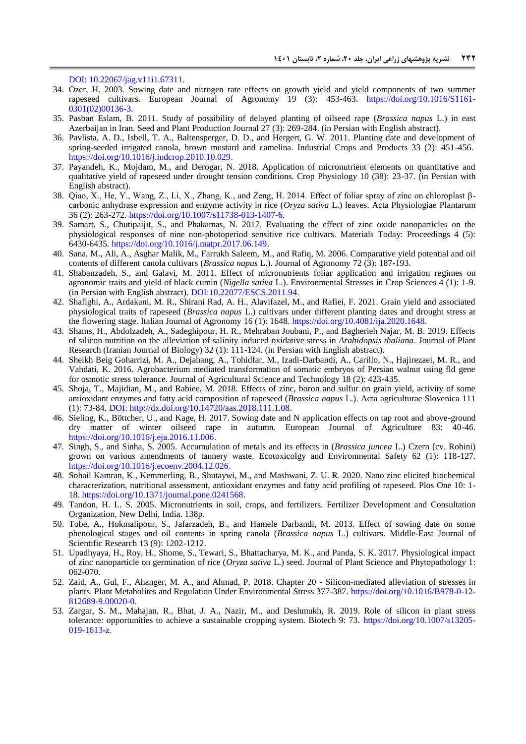DOI: 10.22067/jag.v11i1.67311.

34. Ozer, H. 2003. Sowing date and nitrogen rate effects on growth yield and yield components of two summer rapeseed cultivars. European Journal of Agronomy 19 (3): 453-463. https://doi.org/10.1016/S1161-0301(02)00136-3.
35. Pasban Eslam, B. 2011. Study of possibility of delayed planting of oilseed rape (*Brassica napus* L.) in east Azerbaijan in Iran. Seed and Plant Production Journal 27 (3): 269-284. (in Persian with English abstract).
36. Pavlista, A. D., Isbell, T. A., Baltensperger, D. D., and Hergert, G. W. 2011. Planting date and development of spring-seeded irrigated canola, brown mustard and camelina. Industrial Crops and Products 33 (2): 451-456. https://doi.org/10.1016/j.indcrop.2010.10.029.
37. Payandeh, K., Mojdam, M., and Derogar, N. 2018. Application of micronutrient elements on quantitative and qualitative yield of rapeseed under drought tension conditions. Crop Physiology 10 (38): 23-37. (in Persian with English abstract).
38. Qiao, X., He, Y., Wang, Z., Li, X., Zhang, K., and Zeng, H. 2014. Effect of foliar spray of zinc on chloroplast β-carbonic anhydrase expression and enzyme activity in rice (*Oryza sativa* L.) leaves. Acta Physiologiae Plantarum 36 (2): 263-272. https://doi.org/10.1007/s11738-013-1407-6.
39. Samart, S., Chutipaijit, S., and Phakamas, N. 2017. Evaluating the effect of zinc oxide nanoparticles on the physiological responses of nine non-photoperiod sensitive rice cultivars. Materials Today: Proceedings 4 (5): 6430-6435. https://doi.org/10.1016/j.matpr.2017.06.149.
40. Sana, M., Ali, A., Asghar Malik, M., Farrukh Saleem, M., and Rafiq, M. 2006. Comparative yield potential and oil contents of different canola cultivars (*Brassica napus* L.). Journal of Agronomy 72 (3): 187-193.
41. Shabanzadeh, S., and Galavi, M. 2011. Effect of micronutrients foliar application and irrigation regimes on agronomic traits and yield of black cumin (*Nigella sativa* L.). Environmental Stresses in Crop Sciences 4 (1): 1-9. (in Persian with English abstract). DOI:10.22077/ESCS.2011.94.
42. Shafighi, A., Ardakani, M. R., Shirani Rad, A. H., Alavifazel, M., and Rafiei, F. 2021. Grain yield and associated physiological traits of rapeseed (*Brassica napus* L.) cultivars under different planting dates and drought stress at the flowering stage. Italian Journal of Agronomy 16 (1): 1648. https://doi.org/10.4081/ija.2020.1648.
43. Shams, H., Abdolzadeh, A., Sadeghipour, H. R., Mehraban Joubani, P., and Bagherieh Najar, M. B. 2019. Effects of silicon nutrition on the alleviation of salinity induced oxidative stress in *Arabidopsis thaliana*. Journal of Plant Research (Iranian Journal of Biology) 32 (1): 111-124. (in Persian with English abstract).
44. Sheikh Beig Goharrizi, M. A., Dejahang, A., Tohidfar, M., Izadi-Darbandi, A., Carillo, N., Hajirezaei, M. R., and Vahdati, K. 2016. Agrobacterium mediated transformation of somatic embryos of Persian walnut using fld gene for osmotic stress tolerance. Journal of Agricultural Science and Technology 18 (2): 423-435.
45. Shoja, T., Majidian, M., and Rabiee, M. 2018. Effects of zinc, boron and sulfur on grain yield, activity of some antioxidant enzymes and fatty acid composition of rapeseed (*Brassica napus* L.). Acta agriculturae Slovenica 111 (1): 73-84. DOI: http://dx.doi.org/10.14720/aas.2018.111.1.08.
46. Sieling, K., Böttcher, U., and Kage, H. 2017. Sowing date and N application effects on tap root and above-ground dry matter of winter oilseed rape in autumn. European Journal of Agriculture 83: 40-46. https://doi.org/10.1016/j.eja.2016.11.006.
47. Singh, S., and Sinha, S. 2005. Accumulation of metals and its effects in (*Brassica juncea* L.) Czern (cv. Rohini) grown on various amendments of tannery waste. Ecotoxicolgy and Environmental Safety 62 (1): 118-127. https://doi.org/10.1016/j.ecoenv.2004.12.026.
48. Sohail Kamran, K., Kemmerling, B., Shutaywi, M., and Mashwani, Z. U. R. 2020. Nano zinc elicited biochemical characterization, nutritional assessment, antioxidant enzymes and fatty acid profiling of rapeseed. Plos One 10: 1-18. https://doi.org/10.1371/journal.pone.0241568.
49. Tandon, H. L. S. 2005. Micronutrients in soil, crops, and fertilizers. Fertilizer Development and Consultation Organization, New Delhi, India. 138p.
50. Tobe, A., Hokmalipour, S., Jafarzadeh, B., and Hamele Darbandi, M. 2013. Effect of sowing date on some phenological stages and oil contents in spring canola (*Brassica napus* L.) cultivars. Middle-East Journal of Scientific Research 13 (9): 1202-1212.
51. Upadhyaya, H., Roy, H., Shome, S., Tewari, S., Bhattacharya, M. K., and Panda, S. K. 2017. Physiological impact of zinc nanoparticle on germination of rice (*Oryza sativa* L.) seed. Journal of Plant Science and Phytopathology 1: 062-070.
52. Zaid, A., Gul, F., Ahanger, M. A., and Ahmad, P. 2018. Chapter 20 - Silicon-mediated alleviation of stresses in plants. Plant Metabolites and Regulation Under Environmental Stress 377-387. https://doi.org/10.1016/B978-0-12-812689-9.00020-0.
53. Zargar, S. M., Mahajan, R., Bhat, J. A., Nazir, M., and Deshmukh, R. 2019. Role of silicon in plant stress tolerance: opportunities to achieve a sustainable cropping system. Biotech 9: 73. https://doi.org/10.1007/s13205-019-1613-z.